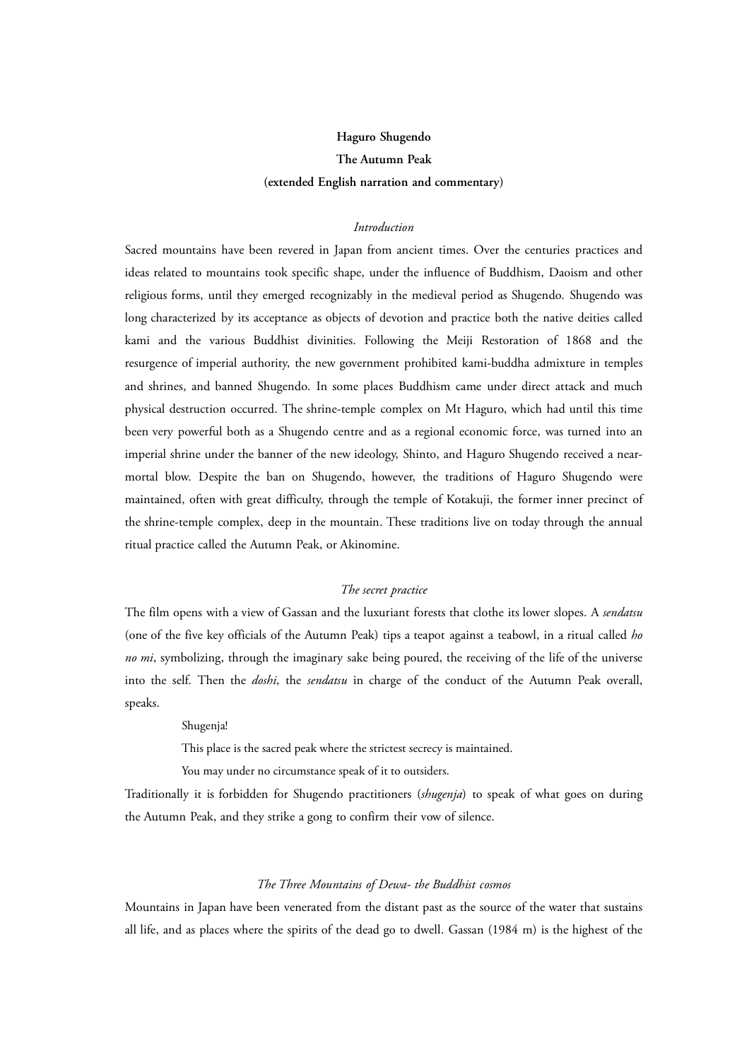# Haguro Shugendo

## The Autumn Peak

**(extended English narration and commentary)**

### *Introduction*

Sacred mountains have been revered in Japan from ancient times. Over the centuries practices and ideas related to mountains took specific shape, under the influence of Buddhism, Daoism and other religious forms, until they emerged recognizably in the medieval period as Shugendo. Shugendo was long characterized by its acceptance as objects of devotion and practice both the native deities called kami and the various Buddhist divinities. Following the Meiji Restoration of 1868 and the resurgence of imperial authority, the new government prohibited kami-buddha admixture in temples and shrines, and banned Shugendo. In some places Buddhism came under direct attack and much physical destruction occurred. The shrine-temple complex on Mt Haguro, which had until this time been very powerful both as a Shugendo centre and as a regional economic force, was turned into an imperial shrine under the banner of the new ideology, Shinto, and Haguro Shugendo received a near-mortal blow. Despite the ban on Shugendo, however, the traditions of Haguro Shugendo were maintained, often with great difficulty, through the temple of Kotakuji, the former inner precinct of the shrine-temple complex, deep in the mountain. These traditions live on today through the annual ritual practice called the Autumn Peak, or Akinomine.

### *The secret practice*

The film opens with a view of Gassan and the luxuriant forests that clothe its lower slopes. A *sendatsu* (one of the five key officials of the Autumn Peak) tips a teapot against a teabowl, in a ritual called *ho no mi*, symbolizing, through the imaginary sake being poured, the receiving of the life of the universe into the self. Then the *doshi*, the *sendatsu* in charge of the conduct of the Autumn Peak overall, speaks.

> Shugenja!
>
> This place is the sacred peak where the strictest secrecy is maintained.
>
> You may under no circumstance speak of it to outsiders.

Traditionally it is forbidden for Shugendo practitioners (*shugenja*) to speak of what goes on during the Autumn Peak, and they strike a gong to confirm their vow of silence.

### *The Three Mountains of Dewa- the Buddhist cosmos*

Mountains in Japan have been venerated from the distant past as the source of the water that sustains all life, and as places where the spirits of the dead go to dwell. Gassan (1984 m) is the highest of the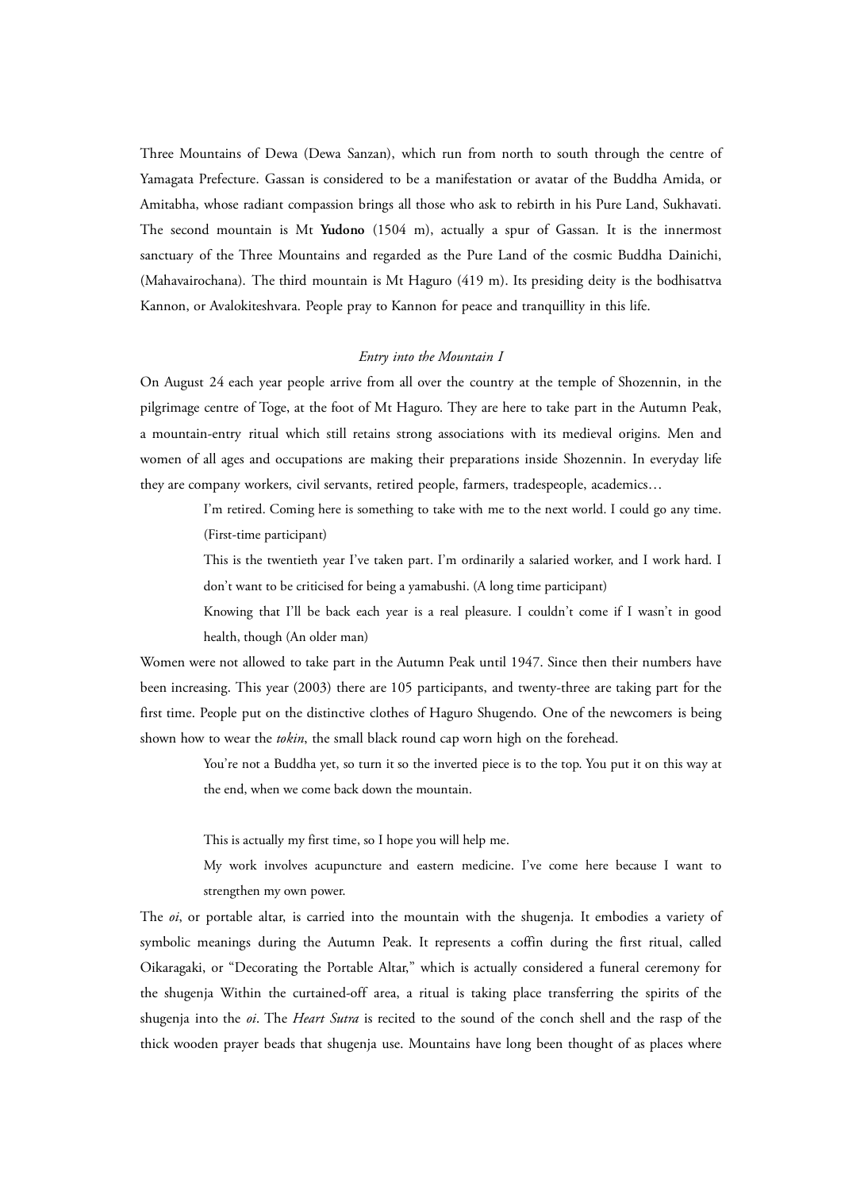Three Mountains of Dewa (Dewa Sanzan), which run from north to south through the centre of Yamagata Prefecture. Gassan is considered to be a manifestation or avatar of the Buddha Amida, or Amitabha, whose radiant compassion brings all those who ask to rebirth in his Pure Land, Sukhavati. The second mountain is Mt **Yudono** (1504 m), actually a spur of Gassan. It is the innermost sanctuary of the Three Mountains and regarded as the Pure Land of the cosmic Buddha Dainichi, (Mahavairochana). The third mountain is Mt Haguro (419 m). Its presiding deity is the bodhisattva Kannon, or Avalokiteshvara. People pray to Kannon for peace and tranquillity in this life.

*Entry into the Mountain I*

On August 24 each year people arrive from all over the country at the temple of Shozennin, in the pilgrimage centre of Toge, at the foot of Mt Haguro. They are here to take part in the Autumn Peak, a mountain-entry ritual which still retains strong associations with its medieval origins. Men and women of all ages and occupations are making their preparations inside Shozennin. In everyday life they are company workers, civil servants, retired people, farmers, tradespeople, academics…

> I'm retired. Coming here is something to take with me to the next world. I could go any time. (First-time participant)
>
> This is the twentieth year I've taken part. I'm ordinarily a salaried worker, and I work hard. I don't want to be criticised for being a yamabushi. (A long time participant)
>
> Knowing that I'll be back each year is a real pleasure. I couldn't come if I wasn't in good health, though (An older man)

Women were not allowed to take part in the Autumn Peak until 1947. Since then their numbers have been increasing. This year (2003) there are 105 participants, and twenty-three are taking part for the first time. People put on the distinctive clothes of Haguro Shugendo. One of the newcomers is being shown how to wear the *tokin*, the small black round cap worn high on the forehead.

> You're not a Buddha yet, so turn it so the inverted piece is to the top. You put it on this way at the end, when we come back down the mountain.
>
> This is actually my first time, so I hope you will help me.
>
> My work involves acupuncture and eastern medicine. I've come here because I want to strengthen my own power.

The *oi*, or portable altar, is carried into the mountain with the shugenja. It embodies a variety of symbolic meanings during the Autumn Peak. It represents a coffin during the first ritual, called Oikaragaki, or "Decorating the Portable Altar," which is actually considered a funeral ceremony for the shugenja Within the curtained-off area, a ritual is taking place transferring the spirits of the shugenja into the *oi*. The *Heart Sutra* is recited to the sound of the conch shell and the rasp of the thick wooden prayer beads that shugenja use. Mountains have long been thought of as places where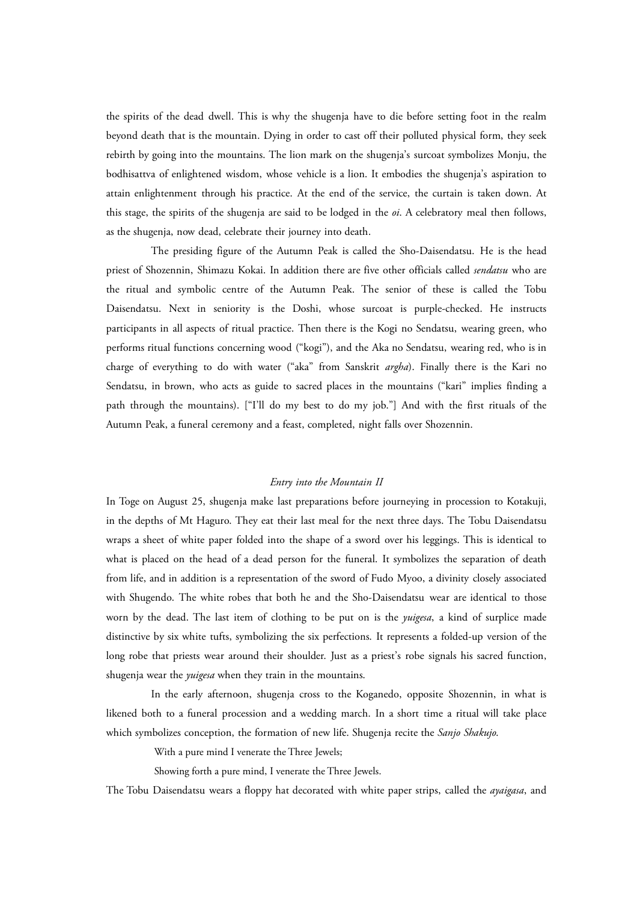the spirits of the dead dwell. This is why the shugenja have to die before setting foot in the realm beyond death that is the mountain. Dying in order to cast off their polluted physical form, they seek rebirth by going into the mountains. The lion mark on the shugenja's surcoat symbolizes Monju, the bodhisattva of enlightened wisdom, whose vehicle is a lion. It embodies the shugenja's aspiration to attain enlightenment through his practice. At the end of the service, the curtain is taken down. At this stage, the spirits of the shugenja are said to be lodged in the *oi*. A celebratory meal then follows, as the shugenja, now dead, celebrate their journey into death.

The presiding figure of the Autumn Peak is called the Sho-Daisendatsu. He is the head priest of Shozennin, Shimazu Kokai. In addition there are five other officials called *sendatsu* who are the ritual and symbolic centre of the Autumn Peak. The senior of these is called the Tobu Daisendatsu. Next in seniority is the Doshi, whose surcoat is purple-checked. He instructs participants in all aspects of ritual practice. Then there is the Kogi no Sendatsu, wearing green, who performs ritual functions concerning wood ("kogi"), and the Aka no Sendatsu, wearing red, who is in charge of everything to do with water ("aka" from Sanskrit *argha*). Finally there is the Kari no Sendatsu, in brown, who acts as guide to sacred places in the mountains ("kari" implies finding a path through the mountains). ["I'll do my best to do my job."] And with the first rituals of the Autumn Peak, a funeral ceremony and a feast, completed, night falls over Shozennin.

### *Entry into the Mountain II*

In Toge on August 25, shugenja make last preparations before journeying in procession to Kotakuji, in the depths of Mt Haguro. They eat their last meal for the next three days. The Tobu Daisendatsu wraps a sheet of white paper folded into the shape of a sword over his leggings. This is identical to what is placed on the head of a dead person for the funeral. It symbolizes the separation of death from life, and in addition is a representation of the sword of Fudo Myoo, a divinity closely associated with Shugendo. The white robes that both he and the Sho-Daisendatsu wear are identical to those worn by the dead. The last item of clothing to be put on is the *yuigesa*, a kind of surplice made distinctive by six white tufts, symbolizing the six perfections. It represents a folded-up version of the long robe that priests wear around their shoulder. Just as a priest's robe signals his sacred function, shugenja wear the *yuigesa* when they train in the mountains.

In the early afternoon, shugenja cross to the Koganedo, opposite Shozennin, in what is likened both to a funeral procession and a wedding march. In a short time a ritual will take place which symbolizes conception, the formation of new life. Shugenja recite the *Sanjo Shakujo*.

> With a pure mind I venerate the Three Jewels;
>
> Showing forth a pure mind, I venerate the Three Jewels.

The Tobu Daisendatsu wears a floppy hat decorated with white paper strips, called the *ayaigasa*, and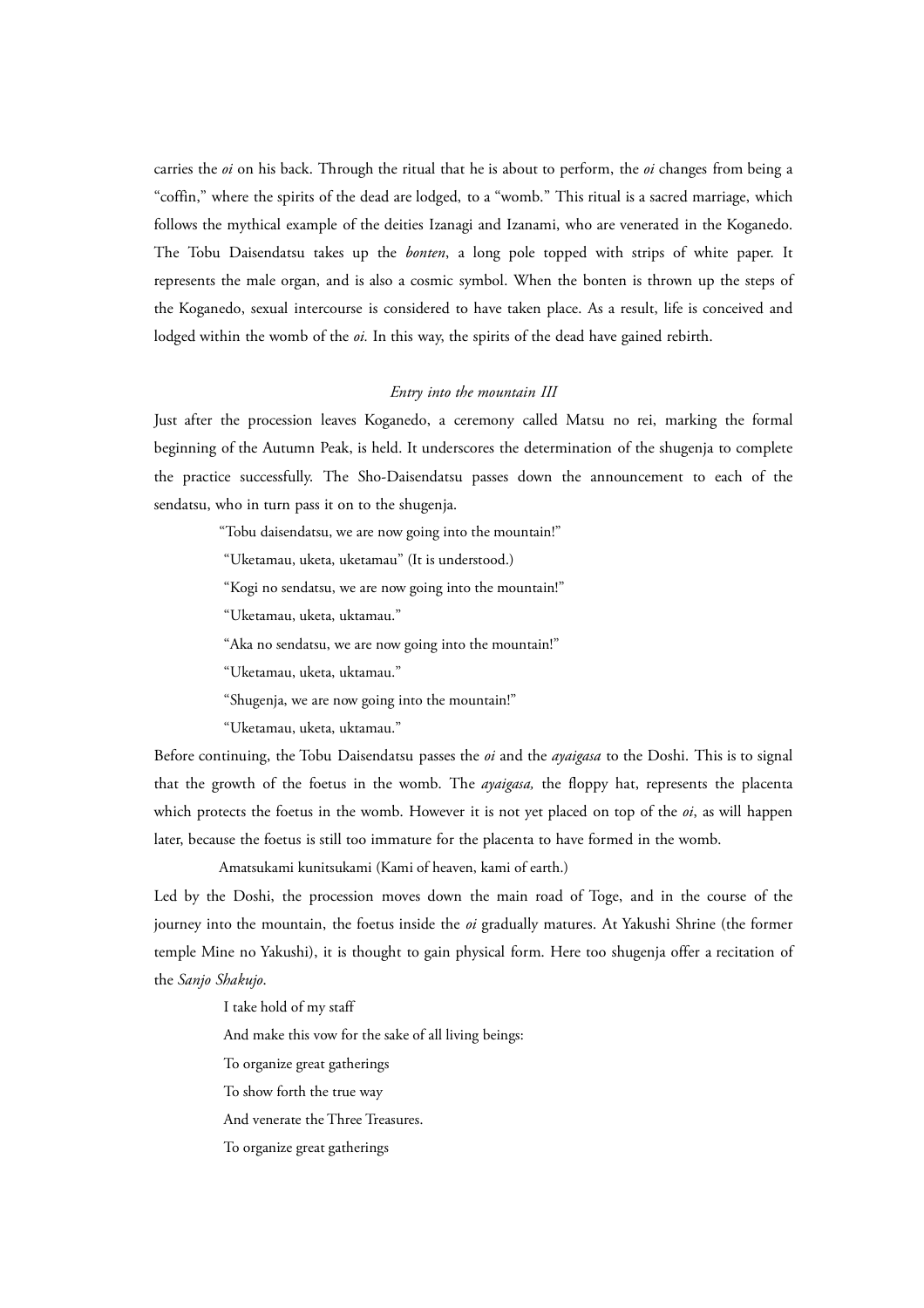carries the *oi* on his back. Through the ritual that he is about to perform, the *oi* changes from being a "coffin," where the spirits of the dead are lodged, to a "womb." This ritual is a sacred marriage, which follows the mythical example of the deities Izanagi and Izanami, who are venerated in the Koganedo. The Tobu Daisendatsu takes up the *bonten*, a long pole topped with strips of white paper. It represents the male organ, and is also a cosmic symbol. When the bonten is thrown up the steps of the Koganedo, sexual intercourse is considered to have taken place. As a result, life is conceived and lodged within the womb of the *oi.* In this way, the spirits of the dead have gained rebirth.

*Entry into the mountain III*

Just after the procession leaves Koganedo, a ceremony called Matsu no rei, marking the formal beginning of the Autumn Peak, is held. It underscores the determination of the shugenja to complete the practice successfully. The Sho-Daisendatsu passes down the announcement to each of the sendatsu, who in turn pass it on to the shugenja.

"Tobu daisendatsu, we are now going into the mountain!"

"Uketamau, uketa, uketamau" (It is understood.)

"Kogi no sendatsu, we are now going into the mountain!"

"Uketamau, uketa, uktamau."

"Aka no sendatsu, we are now going into the mountain!"

"Uketamau, uketa, uktamau."

"Shugenja, we are now going into the mountain!"

"Uketamau, uketa, uktamau."

Before continuing, the Tobu Daisendatsu passes the *oi* and the *ayaigasa* to the Doshi. This is to signal that the growth of the foetus in the womb. The *ayaigasa,* the floppy hat, represents the placenta which protects the foetus in the womb. However it is not yet placed on top of the *oi*, as will happen later, because the foetus is still too immature for the placenta to have formed in the womb.

Amatsukami kunitsukami (Kami of heaven, kami of earth.)

Led by the Doshi, the procession moves down the main road of Toge, and in the course of the journey into the mountain, the foetus inside the *oi* gradually matures. At Yakushi Shrine (the former temple Mine no Yakushi), it is thought to gain physical form. Here too shugenja offer a recitation of the *Sanjo Shakujo*.

I take hold of my staff

And make this vow for the sake of all living beings:

To organize great gatherings

To show forth the true way

And venerate the Three Treasures.

To organize great gatherings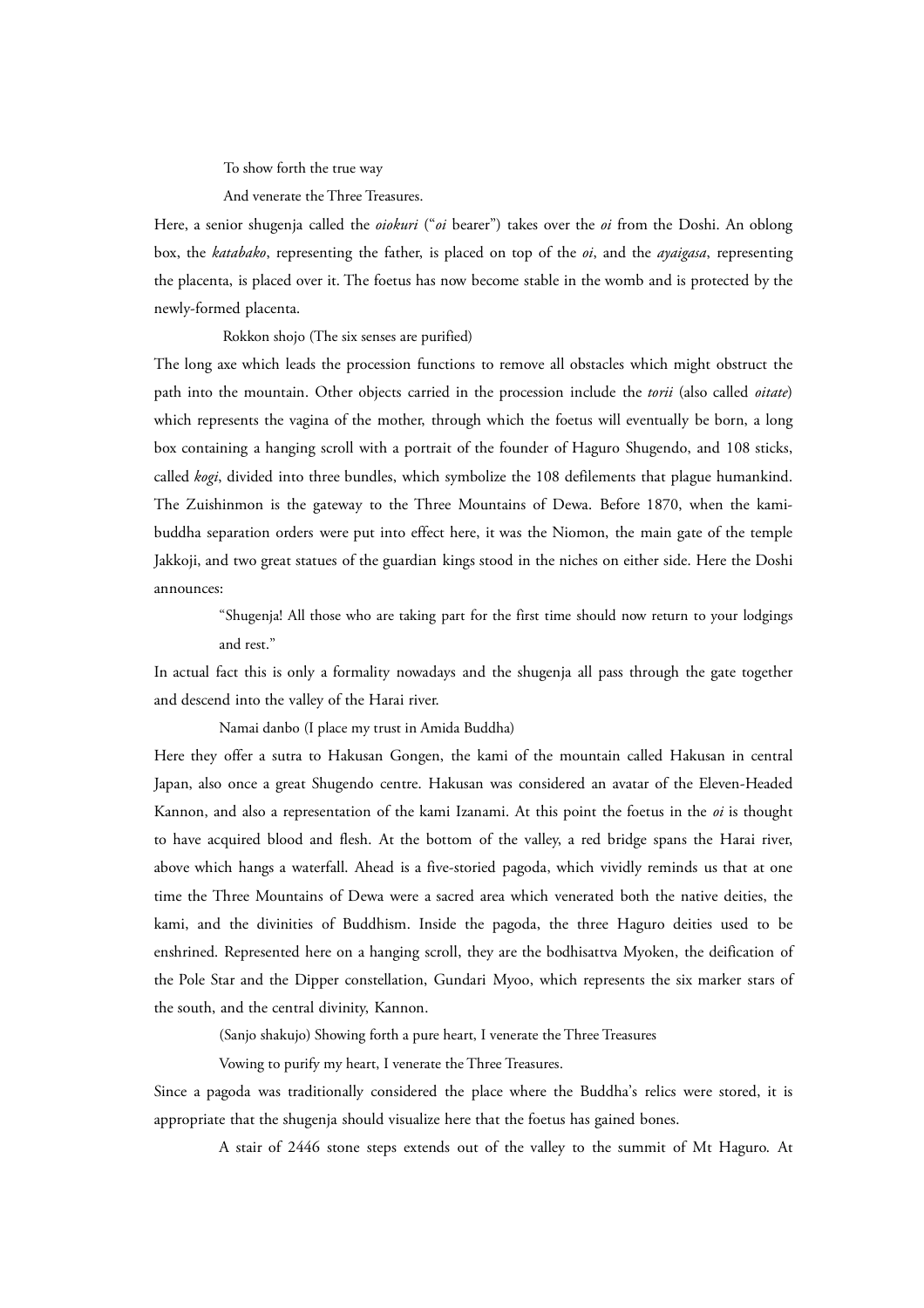To show forth the true way

And venerate the Three Treasures.

Here, a senior shugenja called the *oiokuri* ("*oi* bearer") takes over the *oi* from the Doshi. An oblong box, the *katabako*, representing the father, is placed on top of the *oi*, and the *ayaigasa*, representing the placenta, is placed over it. The foetus has now become stable in the womb and is protected by the newly-formed placenta.

Rokkon shojo (The six senses are purified)

The long axe which leads the procession functions to remove all obstacles which might obstruct the path into the mountain. Other objects carried in the procession include the *torii* (also called *oitate*) which represents the vagina of the mother, through which the foetus will eventually be born, a long box containing a hanging scroll with a portrait of the founder of Haguro Shugendo, and 108 sticks, called *kogi*, divided into three bundles, which symbolize the 108 defilements that plague humankind. The Zuishinmon is the gateway to the Three Mountains of Dewa. Before 1870, when the kami-buddha separation orders were put into effect here, it was the Niomon, the main gate of the temple Jakkoji, and two great statues of the guardian kings stood in the niches on either side. Here the Doshi announces:

> "Shugenja! All those who are taking part for the first time should now return to your lodgings and rest."

In actual fact this is only a formality nowadays and the shugenja all pass through the gate together and descend into the valley of the Harai river.

Namai danbo (I place my trust in Amida Buddha)

Here they offer a sutra to Hakusan Gongen, the kami of the mountain called Hakusan in central Japan, also once a great Shugendo centre. Hakusan was considered an avatar of the Eleven-Headed Kannon, and also a representation of the kami Izanami. At this point the foetus in the *oi* is thought to have acquired blood and flesh. At the bottom of the valley, a red bridge spans the Harai river, above which hangs a waterfall. Ahead is a five-storied pagoda, which vividly reminds us that at one time the Three Mountains of Dewa were a sacred area which venerated both the native deities, the kami, and the divinities of Buddhism. Inside the pagoda, the three Haguro deities used to be enshrined. Represented here on a hanging scroll, they are the bodhisattva Myoken, the deification of the Pole Star and the Dipper constellation, Gundari Myoo, which represents the six marker stars of the south, and the central divinity, Kannon.

(Sanjo shakujo) Showing forth a pure heart, I venerate the Three Treasures

Vowing to purify my heart, I venerate the Three Treasures.

Since a pagoda was traditionally considered the place where the Buddha's relics were stored, it is appropriate that the shugenja should visualize here that the foetus has gained bones.

A stair of 2446 stone steps extends out of the valley to the summit of Mt Haguro. At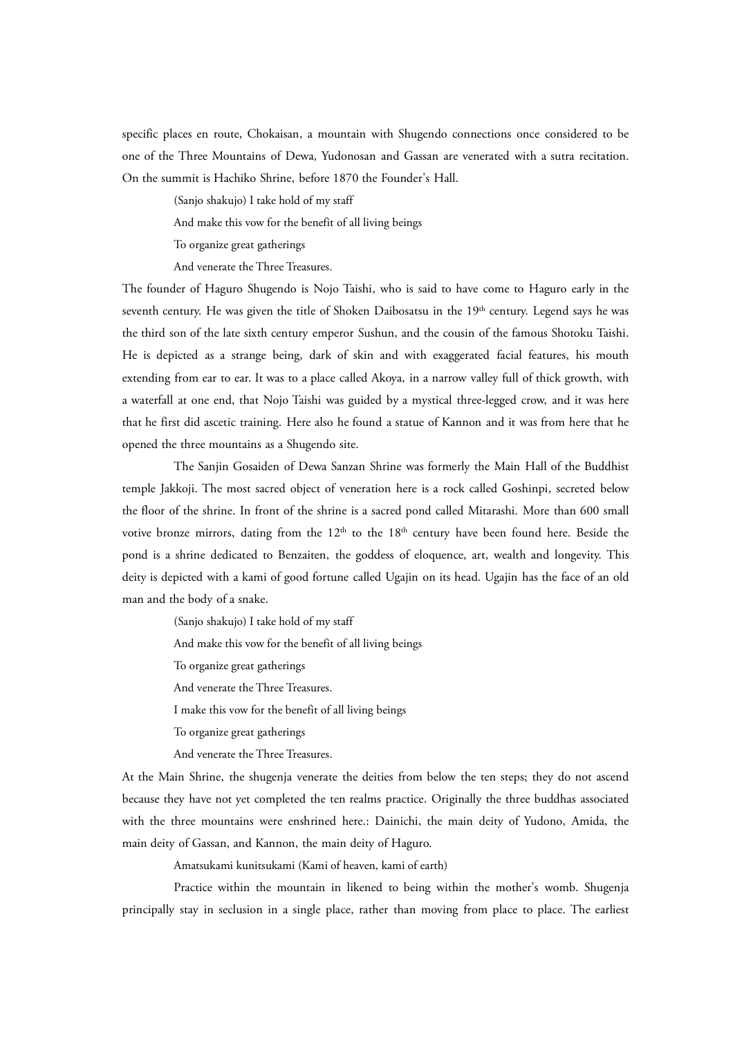specific places en route, Chokaisan, a mountain with Shugendo connections once considered to be one of the Three Mountains of Dewa, Yudonosan and Gassan are venerated with a sutra recitation. On the summit is Hachiko Shrine, before 1870 the Founder's Hall.

> (Sanjo shakujo) I take hold of my staff
>
> And make this vow for the benefit of all living beings
>
> To organize great gatherings
>
> And venerate the Three Treasures.

The founder of Haguro Shugendo is Nojo Taishi, who is said to have come to Haguro early in the seventh century. He was given the title of Shoken Daibosatsu in the 19th century. Legend says he was the third son of the late sixth century emperor Sushun, and the cousin of the famous Shotoku Taishi. He is depicted as a strange being, dark of skin and with exaggerated facial features, his mouth extending from ear to ear. It was to a place called Akoya, in a narrow valley full of thick growth, with a waterfall at one end, that Nojo Taishi was guided by a mystical three-legged crow, and it was here that he first did ascetic training. Here also he found a statue of Kannon and it was from here that he opened the three mountains as a Shugendo site.

The Sanjin Gosaiden of Dewa Sanzan Shrine was formerly the Main Hall of the Buddhist temple Jakkoji. The most sacred object of veneration here is a rock called Goshinpi, secreted below the floor of the shrine. In front of the shrine is a sacred pond called Mitarashi. More than 600 small votive bronze mirrors, dating from the 12th to the 18th century have been found here. Beside the pond is a shrine dedicated to Benzaiten, the goddess of eloquence, art, wealth and longevity. This deity is depicted with a kami of good fortune called Ugajin on its head. Ugajin has the face of an old man and the body of a snake.

> (Sanjo shakujo) I take hold of my staff
>
> And make this vow for the benefit of all living beings
>
> To organize great gatherings
>
> And venerate the Three Treasures.
>
> I make this vow for the benefit of all living beings
>
> To organize great gatherings
>
> And venerate the Three Treasures.

At the Main Shrine, the shugenja venerate the deities from below the ten steps; they do not ascend because they have not yet completed the ten realms practice. Originally the three buddhas associated with the three mountains were enshrined here.: Dainichi, the main deity of Yudono, Amida, the main deity of Gassan, and Kannon, the main deity of Haguro.

> Amatsukami kunitsukami (Kami of heaven, kami of earth)

Practice within the mountain in likened to being within the mother's womb. Shugenja principally stay in seclusion in a single place, rather than moving from place to place. The earliest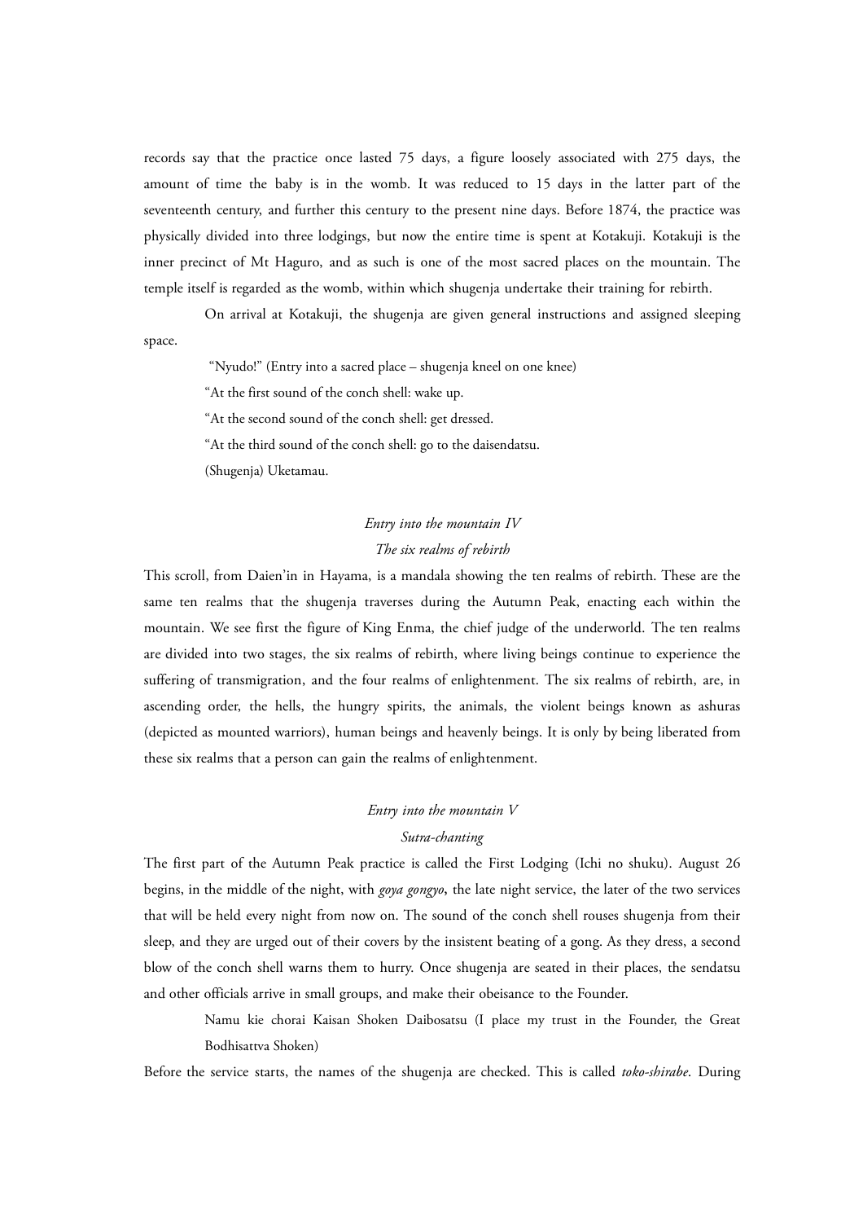records say that the practice once lasted 75 days, a figure loosely associated with 275 days, the amount of time the baby is in the womb. It was reduced to 15 days in the latter part of the seventeenth century, and further this century to the present nine days. Before 1874, the practice was physically divided into three lodgings, but now the entire time is spent at Kotakuji. Kotakuji is the inner precinct of Mt Haguro, and as such is one of the most sacred places on the mountain. The temple itself is regarded as the womb, within which shugenja undertake their training for rebirth.

On arrival at Kotakuji, the shugenja are given general instructions and assigned sleeping space.

> "Nyudo!" (Entry into a sacred place – shugenja kneel on one knee)
>
> "At the first sound of the conch shell: wake up.
>
> "At the second sound of the conch shell: get dressed.
>
> "At the third sound of the conch shell: go to the daisendatsu.
>
> (Shugenja) Uketamau.

### *Entry into the mountain IV*
### *The six realms of rebirth*

This scroll, from Daien'in in Hayama, is a mandala showing the ten realms of rebirth. These are the same ten realms that the shugenja traverses during the Autumn Peak, enacting each within the mountain. We see first the figure of King Enma, the chief judge of the underworld. The ten realms are divided into two stages, the six realms of rebirth, where living beings continue to experience the suffering of transmigration, and the four realms of enlightenment. The six realms of rebirth, are, in ascending order, the hells, the hungry spirits, the animals, the violent beings known as ashuras (depicted as mounted warriors), human beings and heavenly beings. It is only by being liberated from these six realms that a person can gain the realms of enlightenment.

### *Entry into the mountain V*
### *Sutra-chanting*

The first part of the Autumn Peak practice is called the First Lodging (Ichi no shuku). August 26 begins, in the middle of the night, with *goya gongyo*, the late night service, the later of the two services that will be held every night from now on. The sound of the conch shell rouses shugenja from their sleep, and they are urged out of their covers by the insistent beating of a gong. As they dress, a second blow of the conch shell warns them to hurry. Once shugenja are seated in their places, the sendatsu and other officials arrive in small groups, and make their obeisance to the Founder.

> Namu kie chorai Kaisan Shoken Daibosatsu (I place my trust in the Founder, the Great Bodhisattva Shoken)

Before the service starts, the names of the shugenja are checked. This is called *toko-shirabe*. During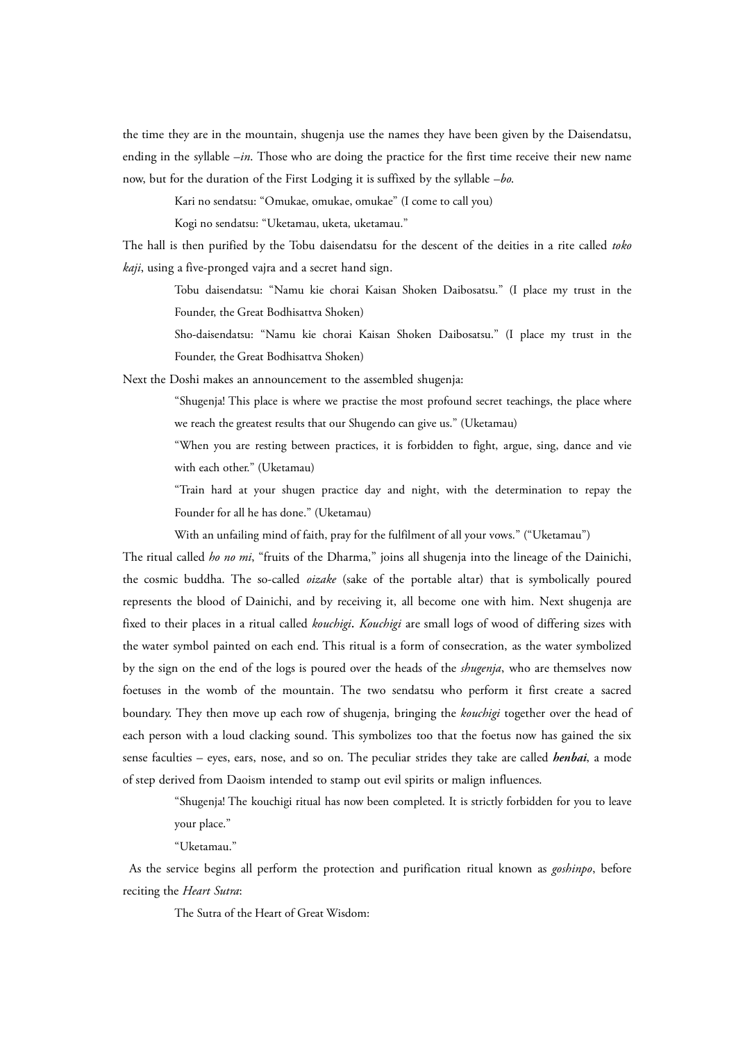the time they are in the mountain, shugenja use the names they have been given by the Daisendatsu, ending in the syllable *–in*. Those who are doing the practice for the first time receive their new name now, but for the duration of the First Lodging it is suffixed by the syllable *–bo*.

> Kari no sendatsu: "Omukae, omukae, omukae" (I come to call you)
>
> Kogi no sendatsu: "Uketamau, uketa, uketamau."

The hall is then purified by the Tobu daisendatsu for the descent of the deities in a rite called *toko kaji*, using a five-pronged vajra and a secret hand sign.

> Tobu daisendatsu: "Namu kie chorai Kaisan Shoken Daibosatsu." (I place my trust in the Founder, the Great Bodhisattva Shoken)
>
> Sho-daisendatsu: "Namu kie chorai Kaisan Shoken Daibosatsu." (I place my trust in the Founder, the Great Bodhisattva Shoken)

Next the Doshi makes an announcement to the assembled shugenja:

> "Shugenja! This place is where we practise the most profound secret teachings, the place where we reach the greatest results that our Shugendo can give us." (Uketamau)
>
> "When you are resting between practices, it is forbidden to fight, argue, sing, dance and vie with each other." (Uketamau)
>
> "Train hard at your shugen practice day and night, with the determination to repay the Founder for all he has done." (Uketamau)
>
> With an unfailing mind of faith, pray for the fulfilment of all your vows." ("Uketamau")

The ritual called *ho no mi*, "fruits of the Dharma," joins all shugenja into the lineage of the Dainichi, the cosmic buddha. The so-called *oizake* (sake of the portable altar) that is symbolically poured represents the blood of Dainichi, and by receiving it, all become one with him. Next shugenja are fixed to their places in a ritual called *kouchigi*. *Kouchigi* are small logs of wood of differing sizes with the water symbol painted on each end. This ritual is a form of consecration, as the water symbolized by the sign on the end of the logs is poured over the heads of the *shugenja*, who are themselves now foetuses in the womb of the mountain. The two sendatsu who perform it first create a sacred boundary. They then move up each row of shugenja, bringing the *kouchigi* together over the head of each person with a loud clacking sound. This symbolizes too that the foetus now has gained the six sense faculties – eyes, ears, nose, and so on. The peculiar strides they take are called ***henbai***, a mode of step derived from Daoism intended to stamp out evil spirits or malign influences.

> "Shugenja! The kouchigi ritual has now been completed. It is strictly forbidden for you to leave your place."
>
> "Uketamau."

As the service begins all perform the protection and purification ritual known as *goshinpo*, before reciting the *Heart Sutra*:

> The Sutra of the Heart of Great Wisdom: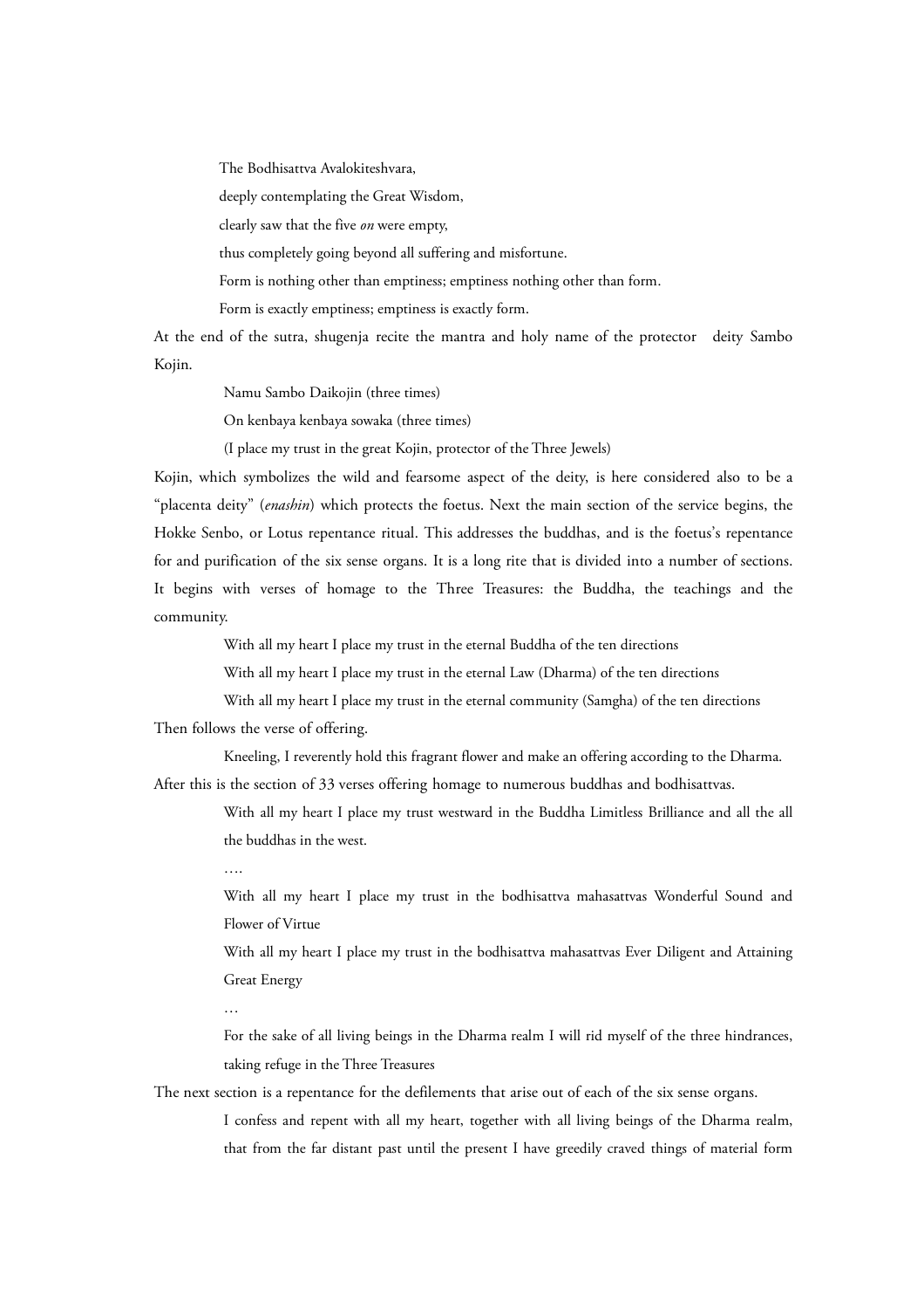The Bodhisattva Avalokiteshvara,

deeply contemplating the Great Wisdom,

clearly saw that the five *on* were empty,

thus completely going beyond all suffering and misfortune.

Form is nothing other than emptiness; emptiness nothing other than form.

Form is exactly emptiness; emptiness is exactly form.

At the end of the sutra, shugenja recite the mantra and holy name of the protector deity Sambo Kojin.

> Namu Sambo Daikojin (three times)
>
> On kenbaya kenbaya sowaka (three times)
>
> (I place my trust in the great Kojin, protector of the Three Jewels)

Kojin, which symbolizes the wild and fearsome aspect of the deity, is here considered also to be a "placenta deity" (*enashin*) which protects the foetus. Next the main section of the service begins, the Hokke Senbo, or Lotus repentance ritual. This addresses the buddhas, and is the foetus's repentance for and purification of the six sense organs. It is a long rite that is divided into a number of sections. It begins with verses of homage to the Three Treasures: the Buddha, the teachings and the community.

> With all my heart I place my trust in the eternal Buddha of the ten directions
>
> With all my heart I place my trust in the eternal Law (Dharma) of the ten directions
>
> With all my heart I place my trust in the eternal community (Samgha) of the ten directions

Then follows the verse of offering.

> Kneeling, I reverently hold this fragrant flower and make an offering according to the Dharma.

After this is the section of 33 verses offering homage to numerous buddhas and bodhisattvas.

> With all my heart I place my trust westward in the Buddha Limitless Brilliance and all the all the buddhas in the west.
>
> ….
>
> With all my heart I place my trust in the bodhisattva mahasattvas Wonderful Sound and Flower of Virtue
>
> With all my heart I place my trust in the bodhisattva mahasattvas Ever Diligent and Attaining Great Energy
>
> …
>
> For the sake of all living beings in the Dharma realm I will rid myself of the three hindrances, taking refuge in the Three Treasures

The next section is a repentance for the defilements that arise out of each of the six sense organs.

> I confess and repent with all my heart, together with all living beings of the Dharma realm, that from the far distant past until the present I have greedily craved things of material form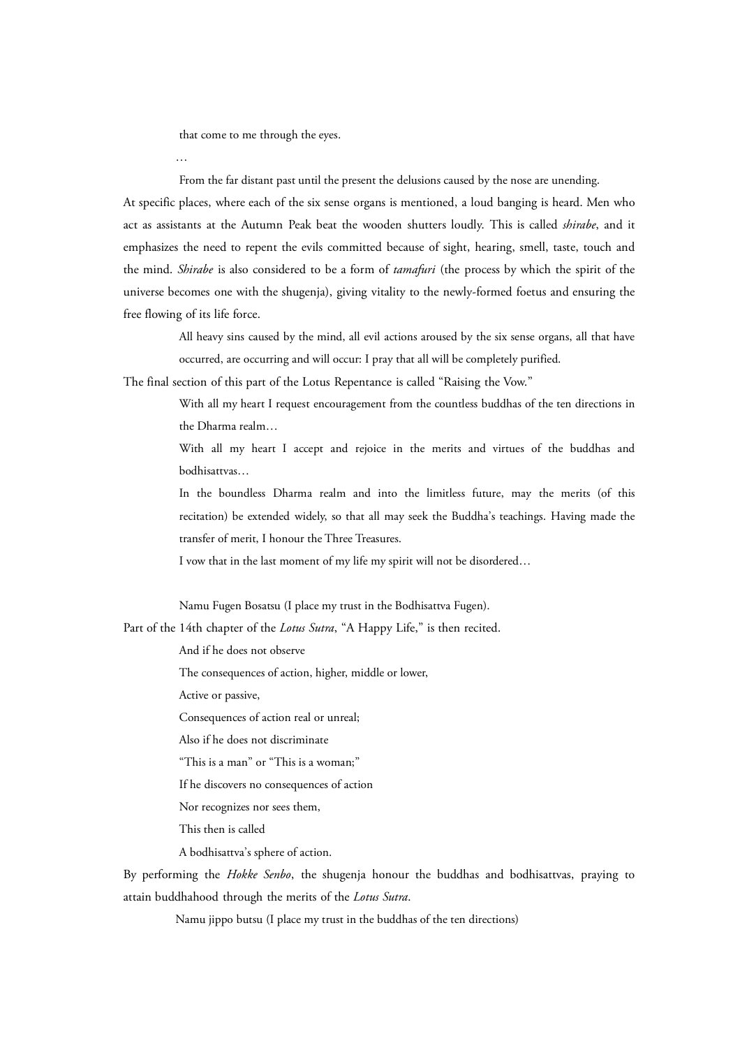> that come to me through the eyes.
>
> …
>
> From the far distant past until the present the delusions caused by the nose are unending.

At specific places, where each of the six sense organs is mentioned, a loud banging is heard. Men who act as assistants at the Autumn Peak beat the wooden shutters loudly. This is called *shirabe*, and it emphasizes the need to repent the evils committed because of sight, hearing, smell, taste, touch and the mind. *Shirabe* is also considered to be a form of *tamafuri* (the process by which the spirit of the universe becomes one with the shugenja), giving vitality to the newly-formed foetus and ensuring the free flowing of its life force.

> All heavy sins caused by the mind, all evil actions aroused by the six sense organs, all that have occurred, are occurring and will occur: I pray that all will be completely purified.

The final section of this part of the Lotus Repentance is called "Raising the Vow."

> With all my heart I request encouragement from the countless buddhas of the ten directions in the Dharma realm…
>
> With all my heart I accept and rejoice in the merits and virtues of the buddhas and bodhisattvas…
>
> In the boundless Dharma realm and into the limitless future, may the merits (of this recitation) be extended widely, so that all may seek the Buddha's teachings. Having made the transfer of merit, I honour the Three Treasures.
>
> I vow that in the last moment of my life my spirit will not be disordered…
>
> Namu Fugen Bosatsu (I place my trust in the Bodhisattva Fugen).

Part of the 14th chapter of the *Lotus Sutra*, "A Happy Life," is then recited.

> And if he does not observe
>
> The consequences of action, higher, middle or lower,
>
> Active or passive,
>
> Consequences of action real or unreal;
>
> Also if he does not discriminate
>
> "This is a man" or "This is a woman;"
>
> If he discovers no consequences of action
>
> Nor recognizes nor sees them,
>
> This then is called
>
> A bodhisattva's sphere of action.

By performing the *Hokke Senbo*, the shugenja honour the buddhas and bodhisattvas, praying to attain buddhahood through the merits of the *Lotus Sutra*.

> Namu jippo butsu (I place my trust in the buddhas of the ten directions)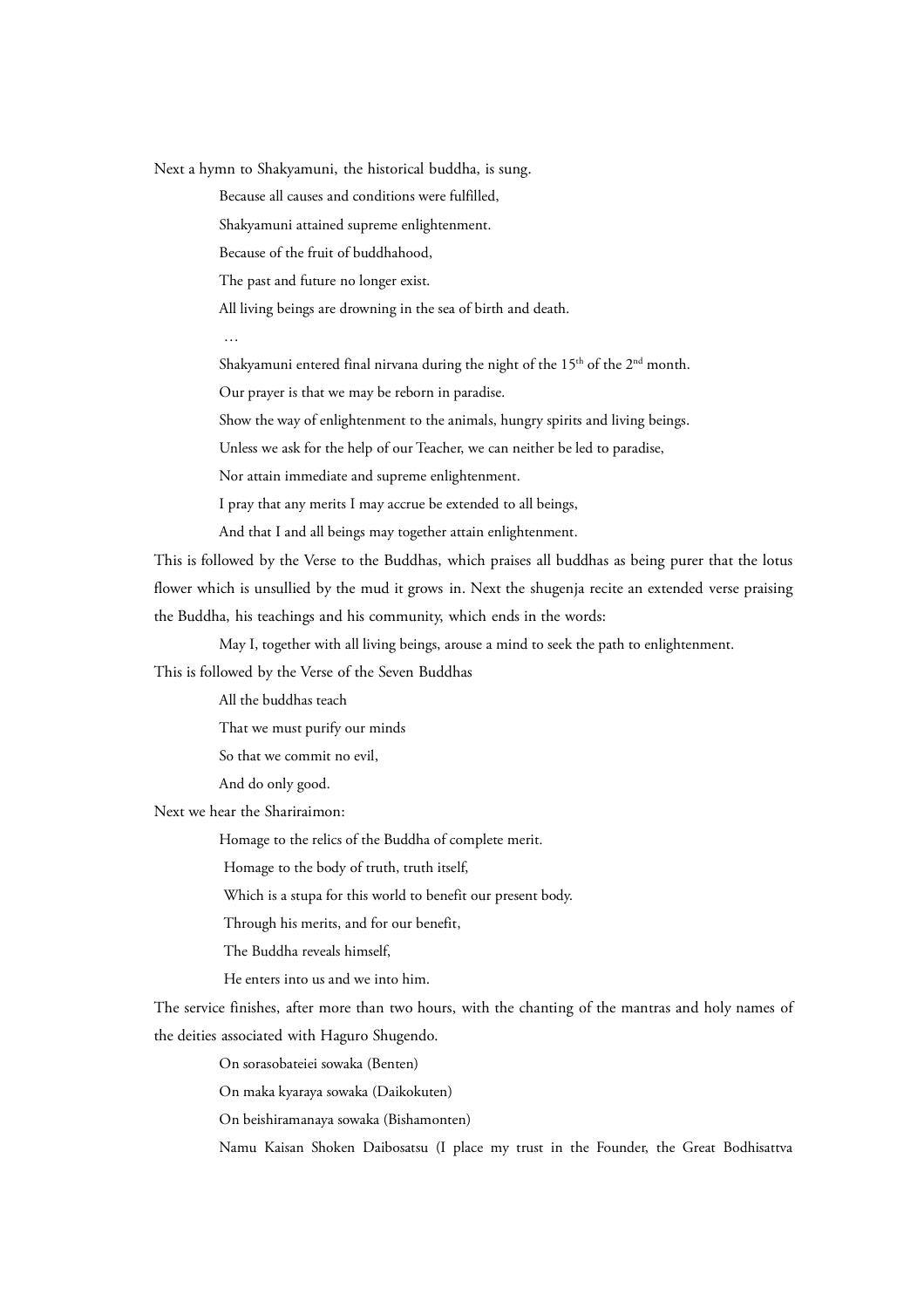Next a hymn to Shakyamuni, the historical buddha, is sung.

> Because all causes and conditions were fulfilled,
>
> Shakyamuni attained supreme enlightenment.
>
> Because of the fruit of buddhahood,
>
> The past and future no longer exist.
>
> All living beings are drowning in the sea of birth and death.
>
> …
>
> Shakyamuni entered final nirvana during the night of the 15th of the 2nd month.
>
> Our prayer is that we may be reborn in paradise.
>
> Show the way of enlightenment to the animals, hungry spirits and living beings.
>
> Unless we ask for the help of our Teacher, we can neither be led to paradise,
>
> Nor attain immediate and supreme enlightenment.
>
> I pray that any merits I may accrue be extended to all beings,
>
> And that I and all beings may together attain enlightenment.

This is followed by the Verse to the Buddhas, which praises all buddhas as being purer that the lotus flower which is unsullied by the mud it grows in. Next the shugenja recite an extended verse praising the Buddha, his teachings and his community, which ends in the words:

> May I, together with all living beings, arouse a mind to seek the path to enlightenment.

This is followed by the Verse of the Seven Buddhas

> All the buddhas teach
>
> That we must purify our minds
>
> So that we commit no evil,
>
> And do only good.

Next we hear the Shariraimon:

> Homage to the relics of the Buddha of complete merit.
>
> Homage to the body of truth, truth itself,
>
> Which is a stupa for this world to benefit our present body.
>
> Through his merits, and for our benefit,
>
> The Buddha reveals himself,
>
> He enters into us and we into him.

The service finishes, after more than two hours, with the chanting of the mantras and holy names of the deities associated with Haguro Shugendo.

> On sorasobateiei sowaka (Benten)
>
> On maka kyaraya sowaka (Daikokuten)
>
> On beishiramanaya sowaka (Bishamonten)
>
> Namu Kaisan Shoken Daibosatsu (I place my trust in the Founder, the Great Bodhisattva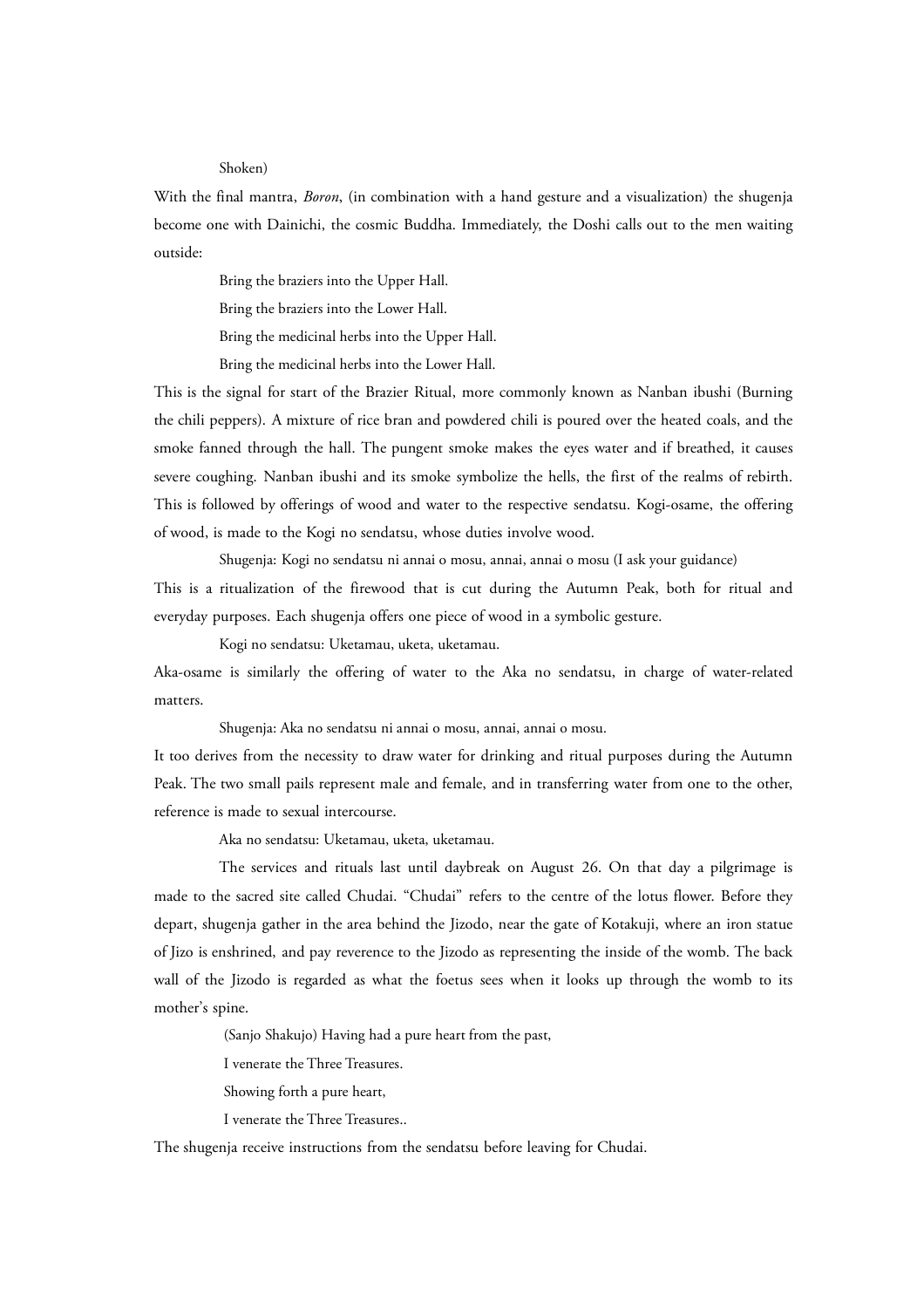Shoken)

With the final mantra, *Boron*, (in combination with a hand gesture and a visualization) the shugenja become one with Dainichi, the cosmic Buddha. Immediately, the Doshi calls out to the men waiting outside:

> Bring the braziers into the Upper Hall.
>
> Bring the braziers into the Lower Hall.
>
> Bring the medicinal herbs into the Upper Hall.
>
> Bring the medicinal herbs into the Lower Hall.

This is the signal for start of the Brazier Ritual, more commonly known as Nanban ibushi (Burning the chili peppers). A mixture of rice bran and powdered chili is poured over the heated coals, and the smoke fanned through the hall. The pungent smoke makes the eyes water and if breathed, it causes severe coughing. Nanban ibushi and its smoke symbolize the hells, the first of the realms of rebirth. This is followed by offerings of wood and water to the respective sendatsu. Kogi-osame, the offering of wood, is made to the Kogi no sendatsu, whose duties involve wood.

> Shugenja: Kogi no sendatsu ni annai o mosu, annai, annai o mosu (I ask your guidance)

This is a ritualization of the firewood that is cut during the Autumn Peak, both for ritual and everyday purposes. Each shugenja offers one piece of wood in a symbolic gesture.

> Kogi no sendatsu: Uketamau, uketa, uketamau.

Aka-osame is similarly the offering of water to the Aka no sendatsu, in charge of water-related matters.

> Shugenja: Aka no sendatsu ni annai o mosu, annai, annai o mosu.

It too derives from the necessity to draw water for drinking and ritual purposes during the Autumn Peak. The two small pails represent male and female, and in transferring water from one to the other, reference is made to sexual intercourse.

> Aka no sendatsu: Uketamau, uketa, uketamau.

The services and rituals last until daybreak on August 26. On that day a pilgrimage is made to the sacred site called Chudai. "Chudai" refers to the centre of the lotus flower. Before they depart, shugenja gather in the area behind the Jizodo, near the gate of Kotakuji, where an iron statue of Jizo is enshrined, and pay reverence to the Jizodo as representing the inside of the womb. The back wall of the Jizodo is regarded as what the foetus sees when it looks up through the womb to its mother's spine.

> (Sanjo Shakujo) Having had a pure heart from the past,
>
> I venerate the Three Treasures.
>
> Showing forth a pure heart,
>
> I venerate the Three Treasures..

The shugenja receive instructions from the sendatsu before leaving for Chudai.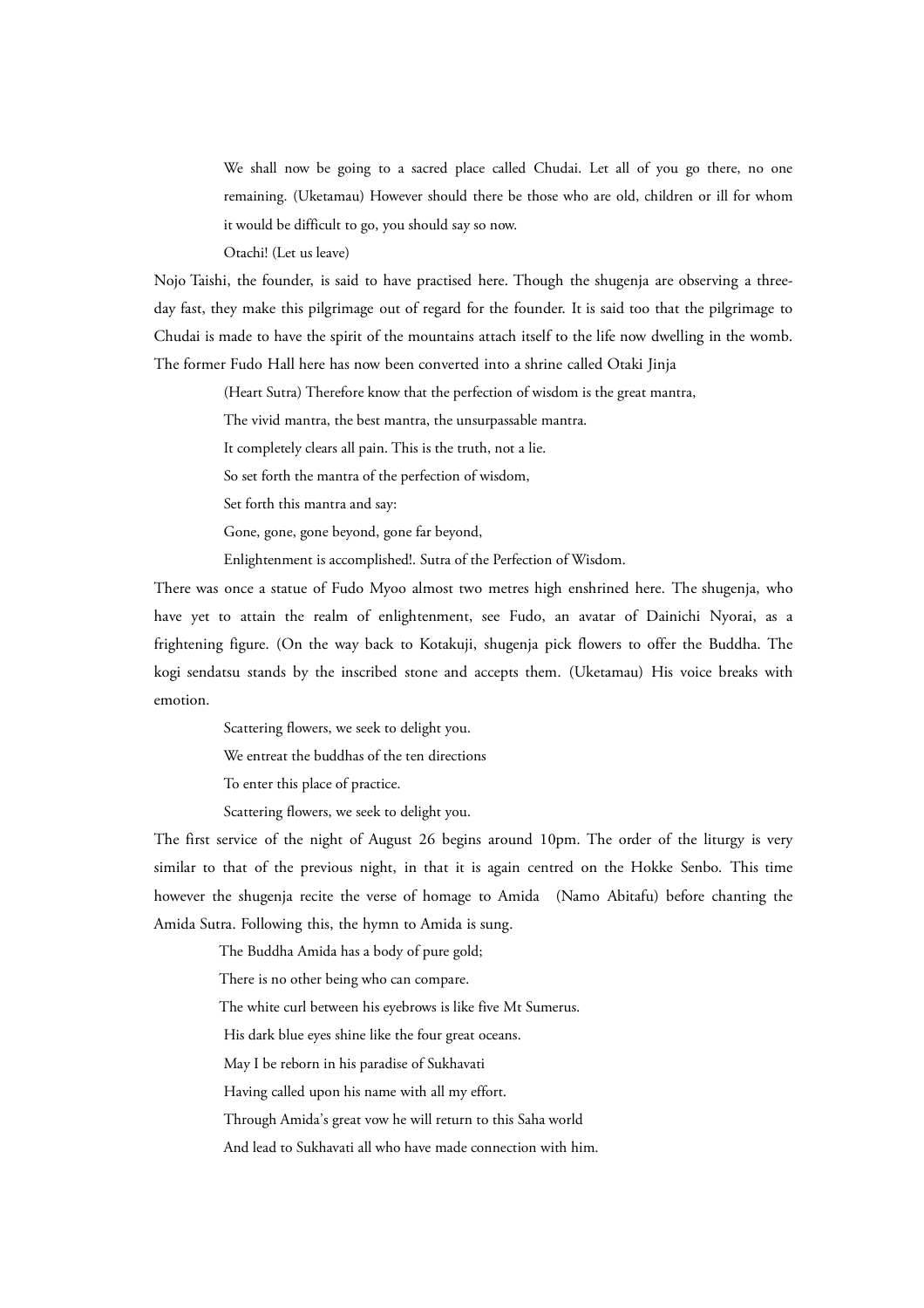> We shall now be going to a sacred place called Chudai. Let all of you go there, no one remaining. (Uketamau) However should there be those who are old, children or ill for whom it would be difficult to go, you should say so now.
>
> Otachi! (Let us leave)

Nojo Taishi, the founder, is said to have practised here. Though the shugenja are observing a three-day fast, they make this pilgrimage out of regard for the founder. It is said too that the pilgrimage to Chudai is made to have the spirit of the mountains attach itself to the life now dwelling in the womb. The former Fudo Hall here has now been converted into a shrine called Otaki Jinja

> (Heart Sutra) Therefore know that the perfection of wisdom is the great mantra,
>
> The vivid mantra, the best mantra, the unsurpassable mantra.
>
> It completely clears all pain. This is the truth, not a lie.
>
> So set forth the mantra of the perfection of wisdom,
>
> Set forth this mantra and say:
>
> Gone, gone, gone beyond, gone far beyond,
>
> Enlightenment is accomplished!. Sutra of the Perfection of Wisdom.

There was once a statue of Fudo Myoo almost two metres high enshrined here. The shugenja, who have yet to attain the realm of enlightenment, see Fudo, an avatar of Dainichi Nyorai, as a frightening figure. (On the way back to Kotakuji, shugenja pick flowers to offer the Buddha. The kogi sendatsu stands by the inscribed stone and accepts them. (Uketamau) His voice breaks with emotion.

> Scattering flowers, we seek to delight you.
>
> We entreat the buddhas of the ten directions
>
> To enter this place of practice.
>
> Scattering flowers, we seek to delight you.

The first service of the night of August 26 begins around 10pm. The order of the liturgy is very similar to that of the previous night, in that it is again centred on the Hokke Senbo. This time however the shugenja recite the verse of homage to Amida (Namo Abitafu) before chanting the Amida Sutra. Following this, the hymn to Amida is sung.

> The Buddha Amida has a body of pure gold;
>
> There is no other being who can compare.
>
> The white curl between his eyebrows is like five Mt Sumerus.
>
> His dark blue eyes shine like the four great oceans.
>
> May I be reborn in his paradise of Sukhavati
>
> Having called upon his name with all my effort.
>
> Through Amida's great vow he will return to this Saha world
>
> And lead to Sukhavati all who have made connection with him.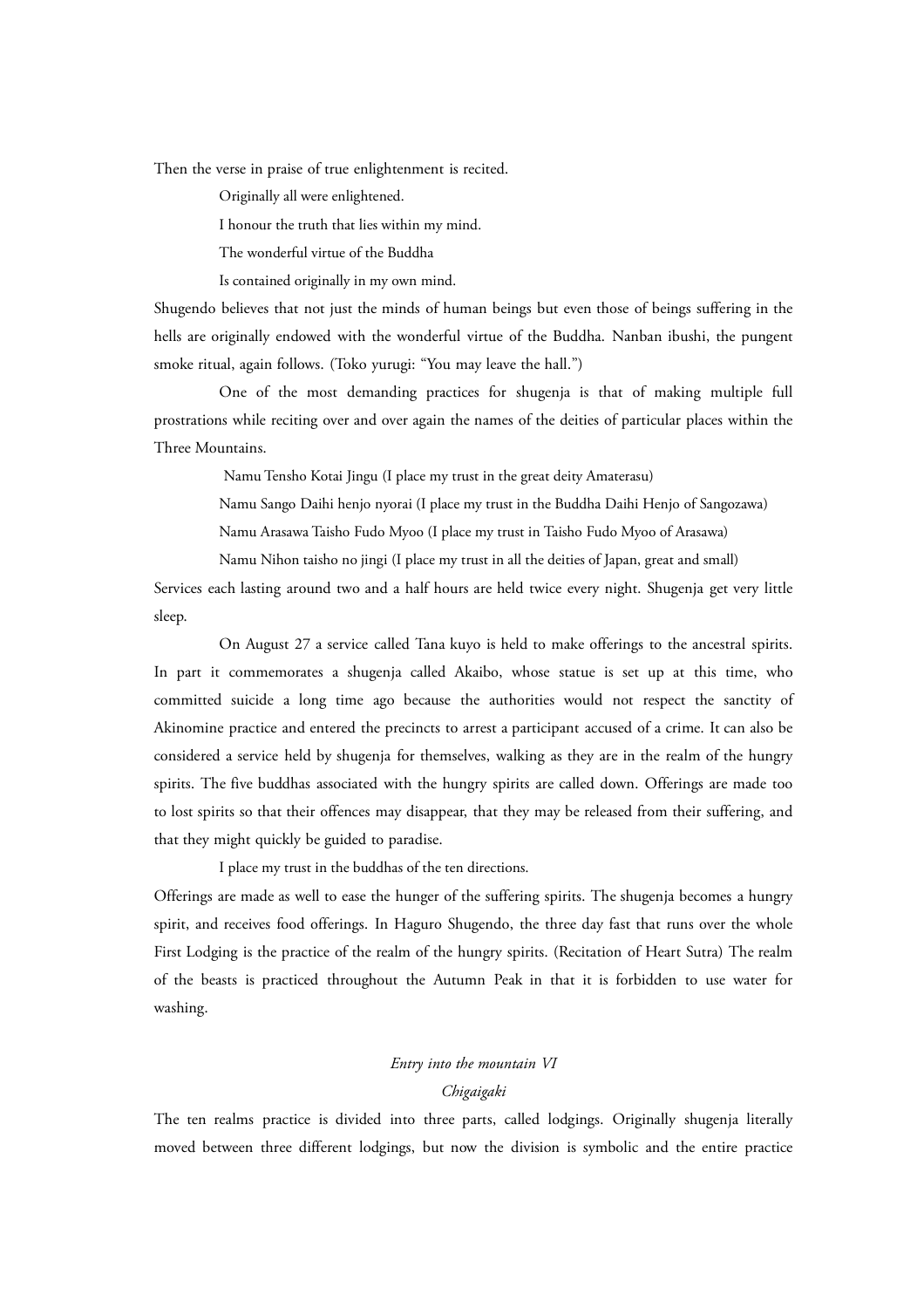Then the verse in praise of true enlightenment is recited.

> Originally all were enlightened.
>
> I honour the truth that lies within my mind.
>
> The wonderful virtue of the Buddha
>
> Is contained originally in my own mind.

Shugendo believes that not just the minds of human beings but even those of beings suffering in the hells are originally endowed with the wonderful virtue of the Buddha. Nanban ibushi, the pungent smoke ritual, again follows. (Toko yurugi: "You may leave the hall.")

One of the most demanding practices for shugenja is that of making multiple full prostrations while reciting over and over again the names of the deities of particular places within the Three Mountains.

> Namu Tensho Kotai Jingu (I place my trust in the great deity Amaterasu)
>
> Namu Sango Daihi henjo nyorai (I place my trust in the Buddha Daihi Henjo of Sangozawa)
>
> Namu Arasawa Taisho Fudo Myoo (I place my trust in Taisho Fudo Myoo of Arasawa)
>
> Namu Nihon taisho no jingi (I place my trust in all the deities of Japan, great and small)

Services each lasting around two and a half hours are held twice every night. Shugenja get very little sleep.

On August 27 a service called Tana kuyo is held to make offerings to the ancestral spirits. In part it commemorates a shugenja called Akaibo, whose statue is set up at this time, who committed suicide a long time ago because the authorities would not respect the sanctity of Akinomine practice and entered the precincts to arrest a participant accused of a crime. It can also be considered a service held by shugenja for themselves, walking as they are in the realm of the hungry spirits. The five buddhas associated with the hungry spirits are called down. Offerings are made too to lost spirits so that their offences may disappear, that they may be released from their suffering, and that they might quickly be guided to paradise.

> I place my trust in the buddhas of the ten directions.

Offerings are made as well to ease the hunger of the suffering spirits. The shugenja becomes a hungry spirit, and receives food offerings. In Haguro Shugendo, the three day fast that runs over the whole First Lodging is the practice of the realm of the hungry spirits. (Recitation of Heart Sutra) The realm of the beasts is practiced throughout the Autumn Peak in that it is forbidden to use water for washing.

### *Entry into the mountain VI*
### *Chigaigaki*

The ten realms practice is divided into three parts, called lodgings. Originally shugenja literally moved between three different lodgings, but now the division is symbolic and the entire practice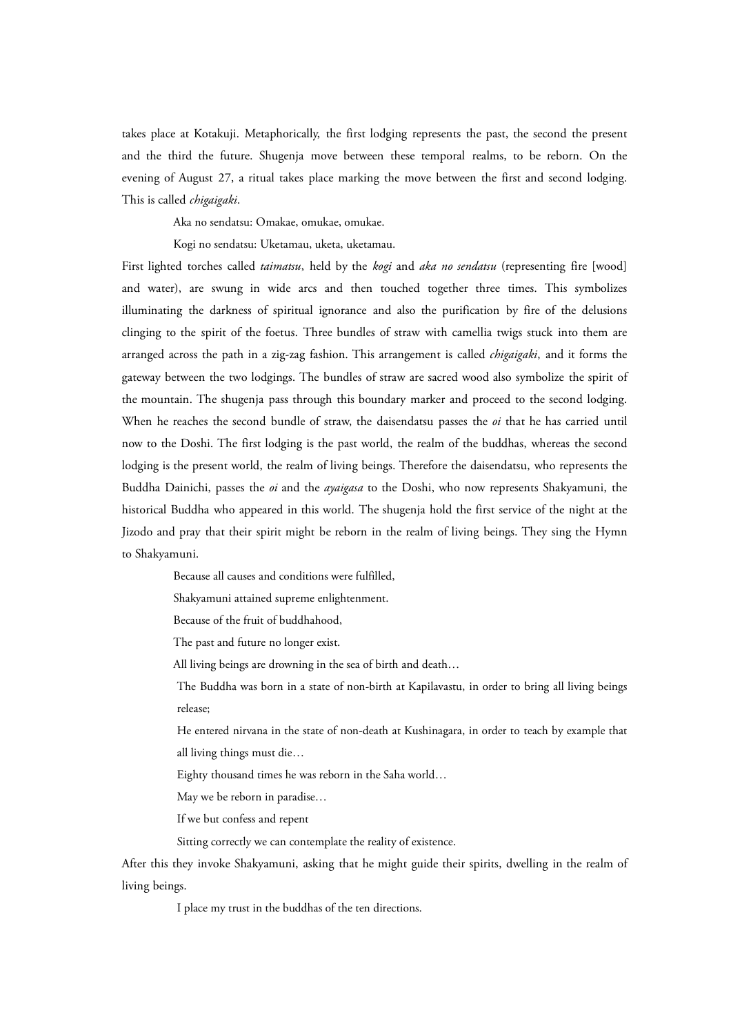takes place at Kotakuji. Metaphorically, the first lodging represents the past, the second the present and the third the future. Shugenja move between these temporal realms, to be reborn. On the evening of August 27, a ritual takes place marking the move between the first and second lodging. This is called *chigaigaki*.

> Aka no sendatsu: Omakae, omukae, omukae.
>
> Kogi no sendatsu: Uketamau, uketa, uketamau.

First lighted torches called *taimatsu*, held by the *kogi* and *aka no sendatsu* (representing fire [wood] and water), are swung in wide arcs and then touched together three times. This symbolizes illuminating the darkness of spiritual ignorance and also the purification by fire of the delusions clinging to the spirit of the foetus. Three bundles of straw with camellia twigs stuck into them are arranged across the path in a zig-zag fashion. This arrangement is called *chigaigaki*, and it forms the gateway between the two lodgings. The bundles of straw are sacred wood also symbolize the spirit of the mountain. The shugenja pass through this boundary marker and proceed to the second lodging. When he reaches the second bundle of straw, the daisendatsu passes the *oi* that he has carried until now to the Doshi. The first lodging is the past world, the realm of the buddhas, whereas the second lodging is the present world, the realm of living beings. Therefore the daisendatsu, who represents the Buddha Dainichi, passes the *oi* and the *ayaigasa* to the Doshi, who now represents Shakyamuni, the historical Buddha who appeared in this world. The shugenja hold the first service of the night at the Jizodo and pray that their spirit might be reborn in the realm of living beings. They sing the Hymn to Shakyamuni.

> Because all causes and conditions were fulfilled,
>
> Shakyamuni attained supreme enlightenment.
>
> Because of the fruit of buddhahood,
>
> The past and future no longer exist.
>
> All living beings are drowning in the sea of birth and death…
>
> The Buddha was born in a state of non-birth at Kapilavastu, in order to bring all living beings release;
>
> He entered nirvana in the state of non-death at Kushinagara, in order to teach by example that all living things must die…
>
> Eighty thousand times he was reborn in the Saha world…
>
> May we be reborn in paradise…
>
> If we but confess and repent
>
> Sitting correctly we can contemplate the reality of existence.

After this they invoke Shakyamuni, asking that he might guide their spirits, dwelling in the realm of living beings.

> I place my trust in the buddhas of the ten directions.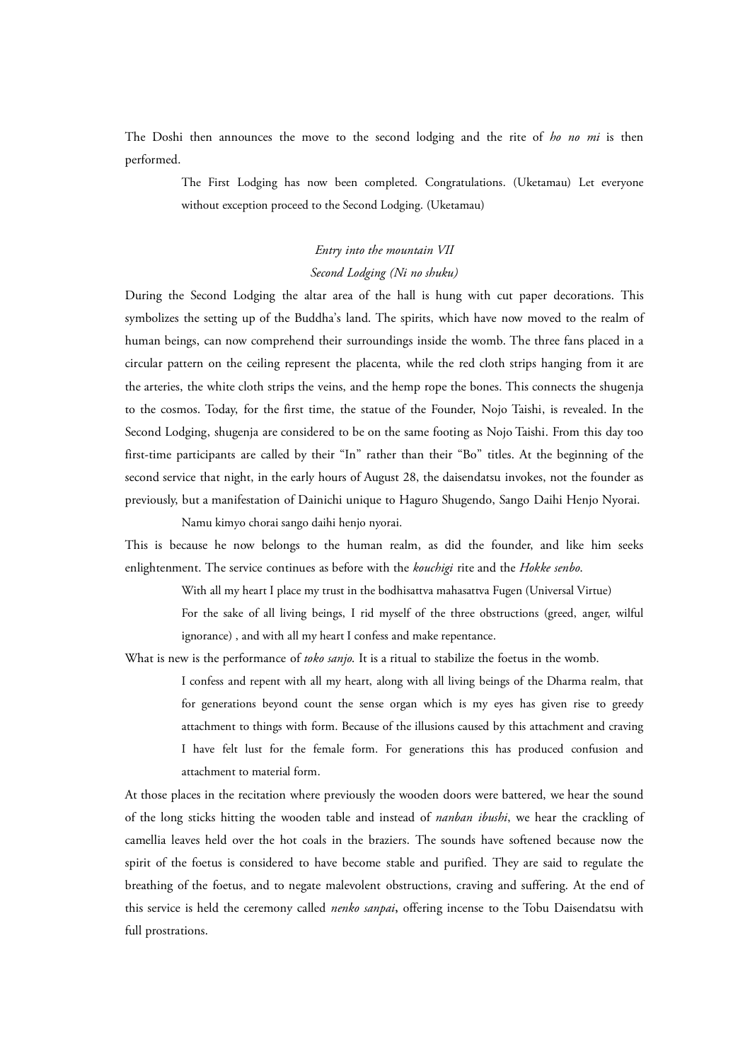The Doshi then announces the move to the second lodging and the rite of *ho no mi* is then performed.

> The First Lodging has now been completed. Congratulations. (Uketamau) Let everyone without exception proceed to the Second Lodging. (Uketamau)

*Entry into the mountain VII*

*Second Lodging (Ni no shuku)*

During the Second Lodging the altar area of the hall is hung with cut paper decorations. This symbolizes the setting up of the Buddha's land. The spirits, which have now moved to the realm of human beings, can now comprehend their surroundings inside the womb. The three fans placed in a circular pattern on the ceiling represent the placenta, while the red cloth strips hanging from it are the arteries, the white cloth strips the veins, and the hemp rope the bones. This connects the shugenja to the cosmos. Today, for the first time, the statue of the Founder, Nojo Taishi, is revealed. In the Second Lodging, shugenja are considered to be on the same footing as Nojo Taishi. From this day too first-time participants are called by their "In" rather than their "Bo" titles. At the beginning of the second service that night, in the early hours of August 28, the daisendatsu invokes, not the founder as previously, but a manifestation of Dainichi unique to Haguro Shugendo, Sango Daihi Henjo Nyorai.

> Namu kimyo chorai sango daihi henjo nyorai.

This is because he now belongs to the human realm, as did the founder, and like him seeks enlightenment. The service continues as before with the *kouchigi* rite and the *Hokke senbo*.

> With all my heart I place my trust in the bodhisattva mahasattva Fugen (Universal Virtue)
>
> For the sake of all living beings, I rid myself of the three obstructions (greed, anger, wilful ignorance) , and with all my heart I confess and make repentance.

What is new is the performance of *toko sanjo*. It is a ritual to stabilize the foetus in the womb.

> I confess and repent with all my heart, along with all living beings of the Dharma realm, that for generations beyond count the sense organ which is my eyes has given rise to greedy attachment to things with form. Because of the illusions caused by this attachment and craving I have felt lust for the female form. For generations this has produced confusion and attachment to material form.

At those places in the recitation where previously the wooden doors were battered, we hear the sound of the long sticks hitting the wooden table and instead of *nanban ibushi*, we hear the crackling of camellia leaves held over the hot coals in the braziers. The sounds have softened because now the spirit of the foetus is considered to have become stable and purified. They are said to regulate the breathing of the foetus, and to negate malevolent obstructions, craving and suffering. At the end of this service is held the ceremony called *nenko sanpai*, offering incense to the Tobu Daisendatsu with full prostrations.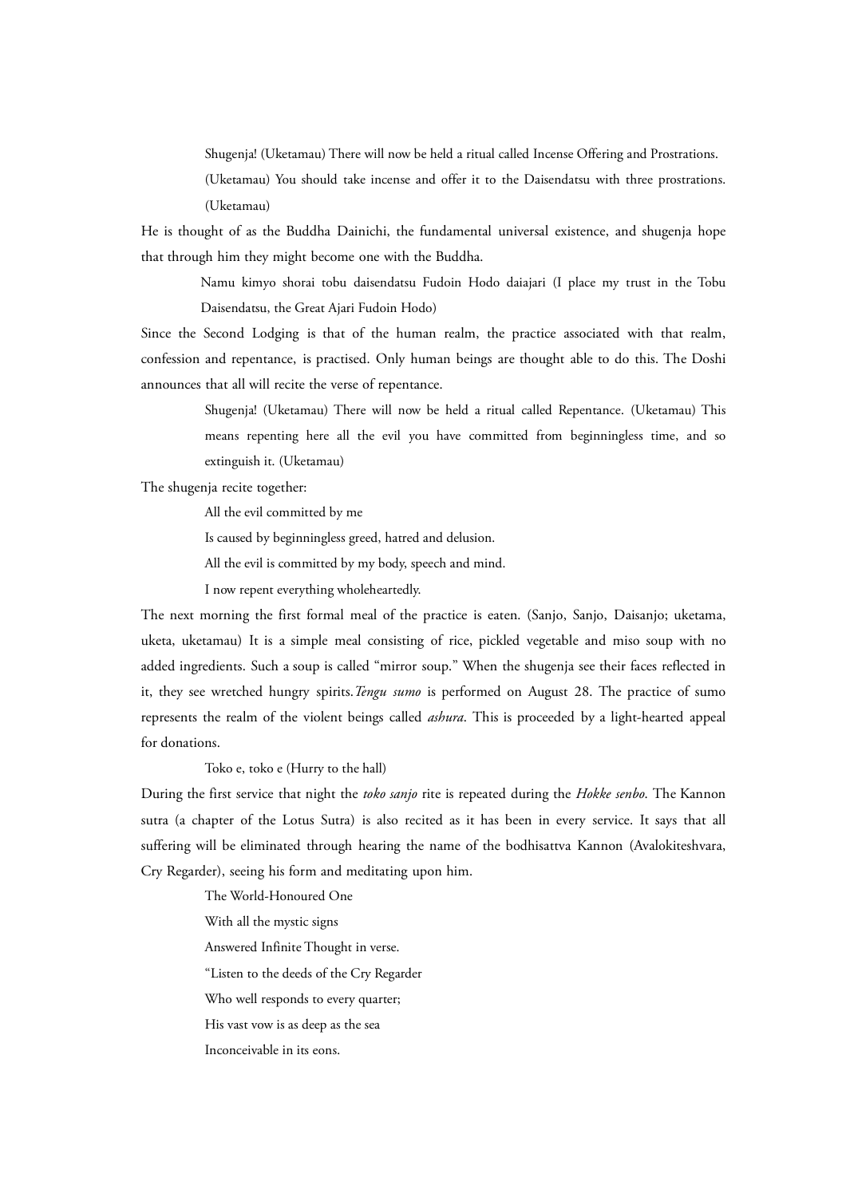> Shugenja! (Uketamau) There will now be held a ritual called Incense Offering and Prostrations. (Uketamau) You should take incense and offer it to the Daisendatsu with three prostrations. (Uketamau)

He is thought of as the Buddha Dainichi, the fundamental universal existence, and shugenja hope that through him they might become one with the Buddha.

> Namu kimyo shorai tobu daisendatsu Fudoin Hodo daiajari (I place my trust in the Tobu Daisendatsu, the Great Ajari Fudoin Hodo)

Since the Second Lodging is that of the human realm, the practice associated with that realm, confession and repentance, is practised. Only human beings are thought able to do this. The Doshi announces that all will recite the verse of repentance.

> Shugenja! (Uketamau) There will now be held a ritual called Repentance. (Uketamau) This means repenting here all the evil you have committed from beginningless time, and so extinguish it. (Uketamau)

The shugenja recite together:

> All the evil committed by me
> Is caused by beginningless greed, hatred and delusion.
> All the evil is committed by my body, speech and mind.
> I now repent everything wholeheartedly.

The next morning the first formal meal of the practice is eaten. (Sanjo, Sanjo, Daisanjo; uketama, uketa, uketamau) It is a simple meal consisting of rice, pickled vegetable and miso soup with no added ingredients. Such a soup is called "mirror soup." When the shugenja see their faces reflected in it, they see wretched hungry spirits. *Tengu sumo* is performed on August 28. The practice of sumo represents the realm of the violent beings called *ashura*. This is proceeded by a light-hearted appeal for donations.

> Toko e, toko e (Hurry to the hall)

During the first service that night the *toko sanjo* rite is repeated during the *Hokke senbo*. The Kannon sutra (a chapter of the Lotus Sutra) is also recited as it has been in every service. It says that all suffering will be eliminated through hearing the name of the bodhisattva Kannon (Avalokiteshvara, Cry Regarder), seeing his form and meditating upon him.

> The World-Honoured One
> With all the mystic signs
> Answered Infinite Thought in verse.
> "Listen to the deeds of the Cry Regarder
> Who well responds to every quarter;
> His vast vow is as deep as the sea
> Inconceivable in its eons.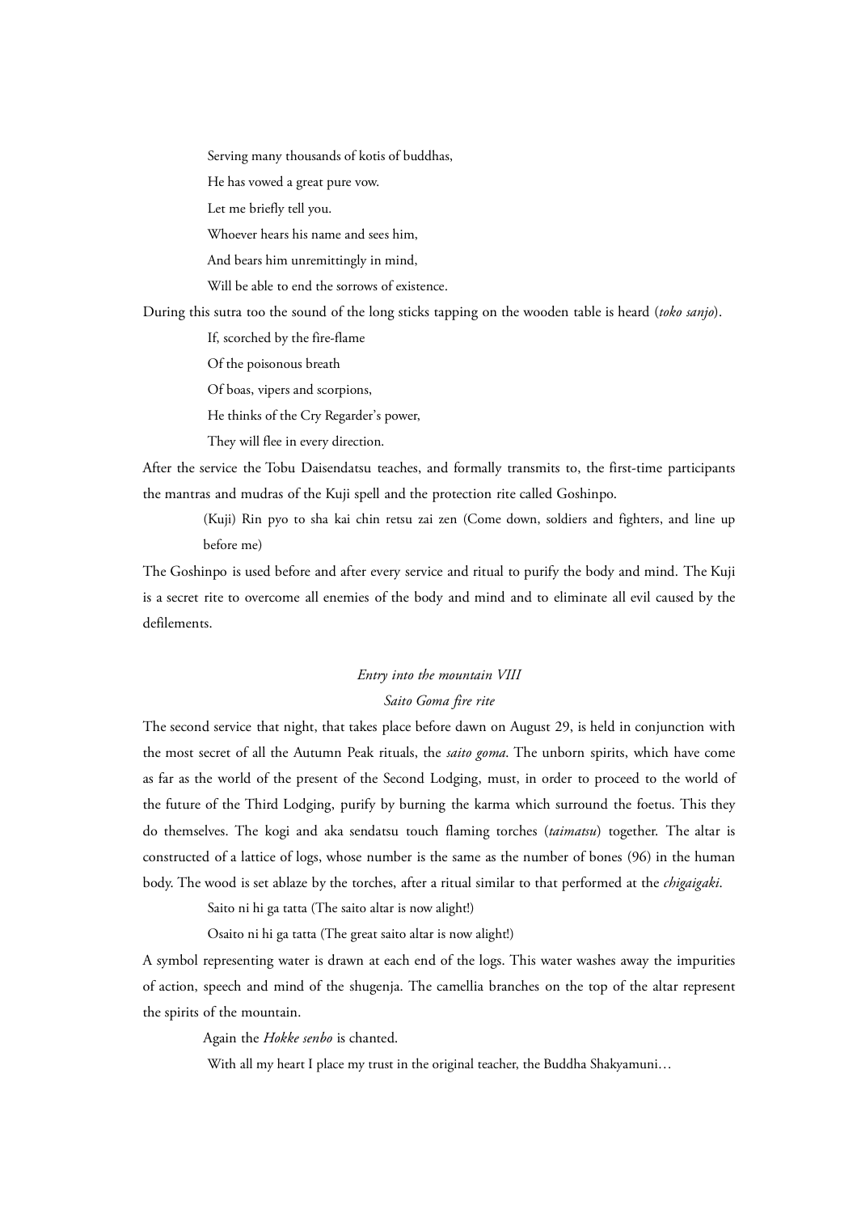Serving many thousands of kotis of buddhas,

He has vowed a great pure vow.

Let me briefly tell you.

Whoever hears his name and sees him,

And bears him unremittingly in mind,

Will be able to end the sorrows of existence.

During this sutra too the sound of the long sticks tapping on the wooden table is heard (*toko sanjo*).

If, scorched by the fire-flame

Of the poisonous breath

Of boas, vipers and scorpions,

He thinks of the Cry Regarder's power,

They will flee in every direction.

After the service the Tobu Daisendatsu teaches, and formally transmits to, the first-time participants the mantras and mudras of the Kuji spell and the protection rite called Goshinpo.

> (Kuji) Rin pyo to sha kai chin retsu zai zen (Come down, soldiers and fighters, and line up before me)

The Goshinpo is used before and after every service and ritual to purify the body and mind. The Kuji is a secret rite to overcome all enemies of the body and mind and to eliminate all evil caused by the defilements.

### *Entry into the mountain VIII*
### *Saito Goma fire rite*

The second service that night, that takes place before dawn on August 29, is held in conjunction with the most secret of all the Autumn Peak rituals, the *saito goma*. The unborn spirits, which have come as far as the world of the present of the Second Lodging, must, in order to proceed to the world of the future of the Third Lodging, purify by burning the karma which surround the foetus. This they do themselves. The kogi and aka sendatsu touch flaming torches (*taimatsu*) together. The altar is constructed of a lattice of logs, whose number is the same as the number of bones (96) in the human body. The wood is set ablaze by the torches, after a ritual similar to that performed at the *chigaigaki*.

Saito ni hi ga tatta (The saito altar is now alight!)

Osaito ni hi ga tatta (The great saito altar is now alight!)

A symbol representing water is drawn at each end of the logs. This water washes away the impurities of action, speech and mind of the shugenja. The camellia branches on the top of the altar represent the spirits of the mountain.

Again the *Hokke senbo* is chanted.

With all my heart I place my trust in the original teacher, the Buddha Shakyamuni…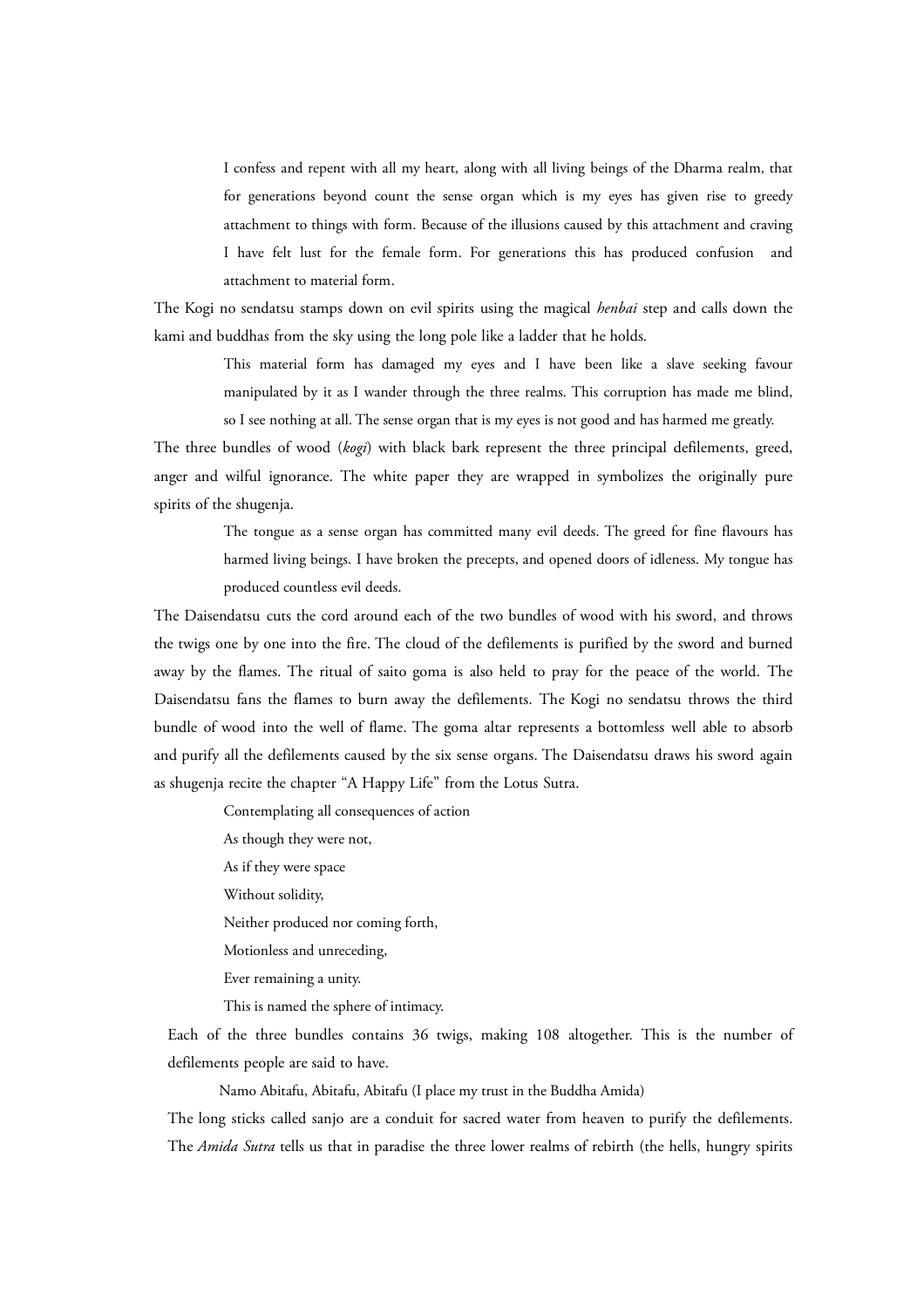> I confess and repent with all my heart, along with all living beings of the Dharma realm, that for generations beyond count the sense organ which is my eyes has given rise to greedy attachment to things with form. Because of the illusions caused by this attachment and craving I have felt lust for the female form. For generations this has produced confusion and attachment to material form.

The Kogi no sendatsu stamps down on evil spirits using the magical *henbai* step and calls down the kami and buddhas from the sky using the long pole like a ladder that he holds.

> This material form has damaged my eyes and I have been like a slave seeking favour manipulated by it as I wander through the three realms. This corruption has made me blind, so I see nothing at all. The sense organ that is my eyes is not good and has harmed me greatly.

The three bundles of wood (*kogi*) with black bark represent the three principal defilements, greed, anger and wilful ignorance. The white paper they are wrapped in symbolizes the originally pure spirits of the shugenja.

> The tongue as a sense organ has committed many evil deeds. The greed for fine flavours has harmed living beings. I have broken the precepts, and opened doors of idleness. My tongue has produced countless evil deeds.

The Daisendatsu cuts the cord around each of the two bundles of wood with his sword, and throws the twigs one by one into the fire. The cloud of the defilements is purified by the sword and burned away by the flames. The ritual of saito goma is also held to pray for the peace of the world. The Daisendatsu fans the flames to burn away the defilements. The Kogi no sendatsu throws the third bundle of wood into the well of flame. The goma altar represents a bottomless well able to absorb and purify all the defilements caused by the six sense organs. The Daisendatsu draws his sword again as shugenja recite the chapter "A Happy Life" from the Lotus Sutra.

> Contemplating all consequences of action
> As though they were not,
> As if they were space
> Without solidity,
> Neither produced nor coming forth,
> Motionless and unreceding,
> Ever remaining a unity.
> This is named the sphere of intimacy.

Each of the three bundles contains 36 twigs, making 108 altogether. This is the number of defilements people are said to have.

> Namo Abitafu, Abitafu, Abitafu (I place my trust in the Buddha Amida)

The long sticks called sanjo are a conduit for sacred water from heaven to purify the defilements. The *Amida Sutra* tells us that in paradise the three lower realms of rebirth (the hells, hungry spirits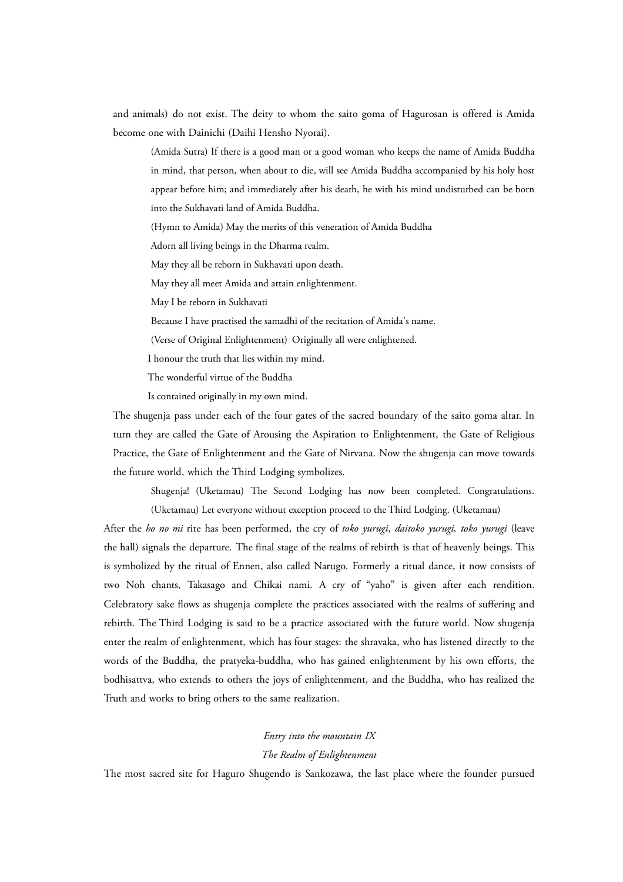and animals) do not exist. The deity to whom the saito goma of Hagurosan is offered is Amida become one with Dainichi (Daihi Hensho Nyorai).

> (Amida Sutra) If there is a good man or a good woman who keeps the name of Amida Buddha in mind, that person, when about to die, will see Amida Buddha accompanied by his holy host appear before him; and immediately after his death, he with his mind undisturbed can be born into the Sukhavati land of Amida Buddha.
>
> (Hymn to Amida) May the merits of this veneration of Amida Buddha
>
> Adorn all living beings in the Dharma realm.
>
> May they all be reborn in Sukhavati upon death.
>
> May they all meet Amida and attain enlightenment.
>
> May I be reborn in Sukhavati
>
> Because I have practised the samadhi of the recitation of Amida's name.
>
> (Verse of Original Enlightenment) Originally all were enlightened.
>
> I honour the truth that lies within my mind.
>
> The wonderful virtue of the Buddha
>
> Is contained originally in my own mind.

The shugenja pass under each of the four gates of the sacred boundary of the saito goma altar. In turn they are called the Gate of Arousing the Aspiration to Enlightenment, the Gate of Religious Practice, the Gate of Enlightenment and the Gate of Nirvana. Now the shugenja can move towards the future world, which the Third Lodging symbolizes.

> Shugenja! (Uketamau) The Second Lodging has now been completed. Congratulations. (Uketamau) Let everyone without exception proceed to the Third Lodging. (Uketamau)

After the *ho no mi* rite has been performed, the cry of *toko yurugi*, *daitoko yurugi, toko yurugi* (leave the hall) signals the departure. The final stage of the realms of rebirth is that of heavenly beings. This is symbolized by the ritual of Ennen, also called Narugo. Formerly a ritual dance, it now consists of two Noh chants, Takasago and Chikai nami. A cry of "yaho" is given after each rendition. Celebratory sake flows as shugenja complete the practices associated with the realms of suffering and rebirth. The Third Lodging is said to be a practice associated with the future world. Now shugenja enter the realm of enlightenment, which has four stages: the shravaka, who has listened directly to the words of the Buddha, the pratyeka-buddha, who has gained enlightenment by his own efforts, the bodhisattva, who extends to others the joys of enlightenment, and the Buddha, who has realized the Truth and works to bring others to the same realization.

### *Entry into the mountain IX*
### *The Realm of Enlightenment*

The most sacred site for Haguro Shugendo is Sankozawa, the last place where the founder pursued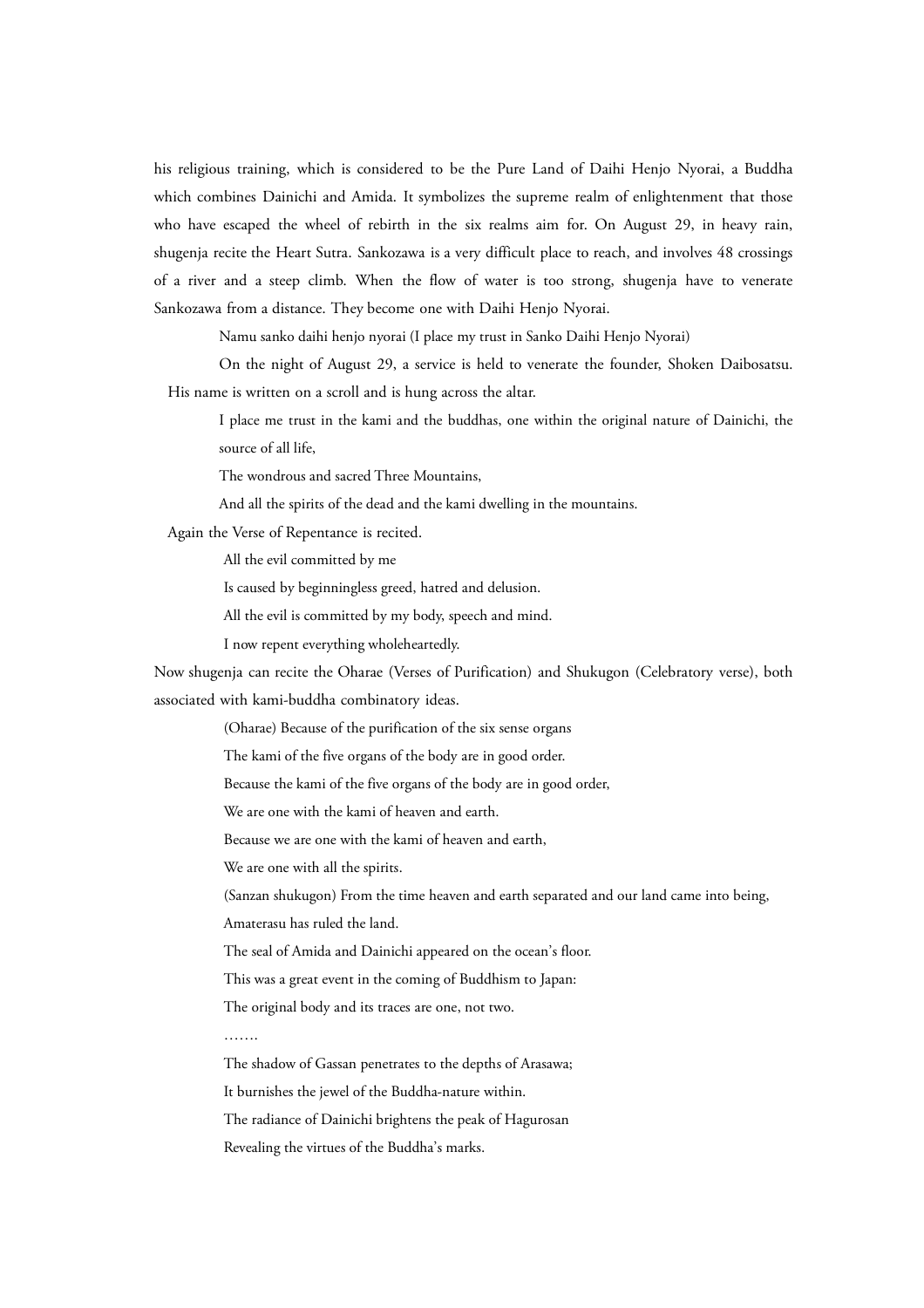his religious training, which is considered to be the Pure Land of Daihi Henjo Nyorai, a Buddha which combines Dainichi and Amida. It symbolizes the supreme realm of enlightenment that those who have escaped the wheel of rebirth in the six realms aim for. On August 29, in heavy rain, shugenja recite the Heart Sutra. Sankozawa is a very difficult place to reach, and involves 48 crossings of a river and a steep climb. When the flow of water is too strong, shugenja have to venerate Sankozawa from a distance. They become one with Daihi Henjo Nyorai.

> Namu sanko daihi henjo nyorai (I place my trust in Sanko Daihi Henjo Nyorai)

On the night of August 29, a service is held to venerate the founder, Shoken Daibosatsu. His name is written on a scroll and is hung across the altar.

> I place me trust in the kami and the buddhas, one within the original nature of Dainichi, the source of all life,
>
> The wondrous and sacred Three Mountains,
>
> And all the spirits of the dead and the kami dwelling in the mountains.

Again the Verse of Repentance is recited.

> All the evil committed by me
>
> Is caused by beginningless greed, hatred and delusion.
>
> All the evil is committed by my body, speech and mind.
>
> I now repent everything wholeheartedly.

Now shugenja can recite the Oharae (Verses of Purification) and Shukugon (Celebratory verse), both associated with kami-buddha combinatory ideas.

> (Oharae) Because of the purification of the six sense organs
>
> The kami of the five organs of the body are in good order.
>
> Because the kami of the five organs of the body are in good order,
>
> We are one with the kami of heaven and earth.
>
> Because we are one with the kami of heaven and earth,
>
> We are one with all the spirits.
>
> (Sanzan shukugon) From the time heaven and earth separated and our land came into being,
>
> Amaterasu has ruled the land.
>
> The seal of Amida and Dainichi appeared on the ocean's floor.
>
> This was a great event in the coming of Buddhism to Japan:
>
> The original body and its traces are one, not two.
>
> …….
>
> The shadow of Gassan penetrates to the depths of Arasawa;
>
> It burnishes the jewel of the Buddha-nature within.
>
> The radiance of Dainichi brightens the peak of Hagurosan
>
> Revealing the virtues of the Buddha's marks.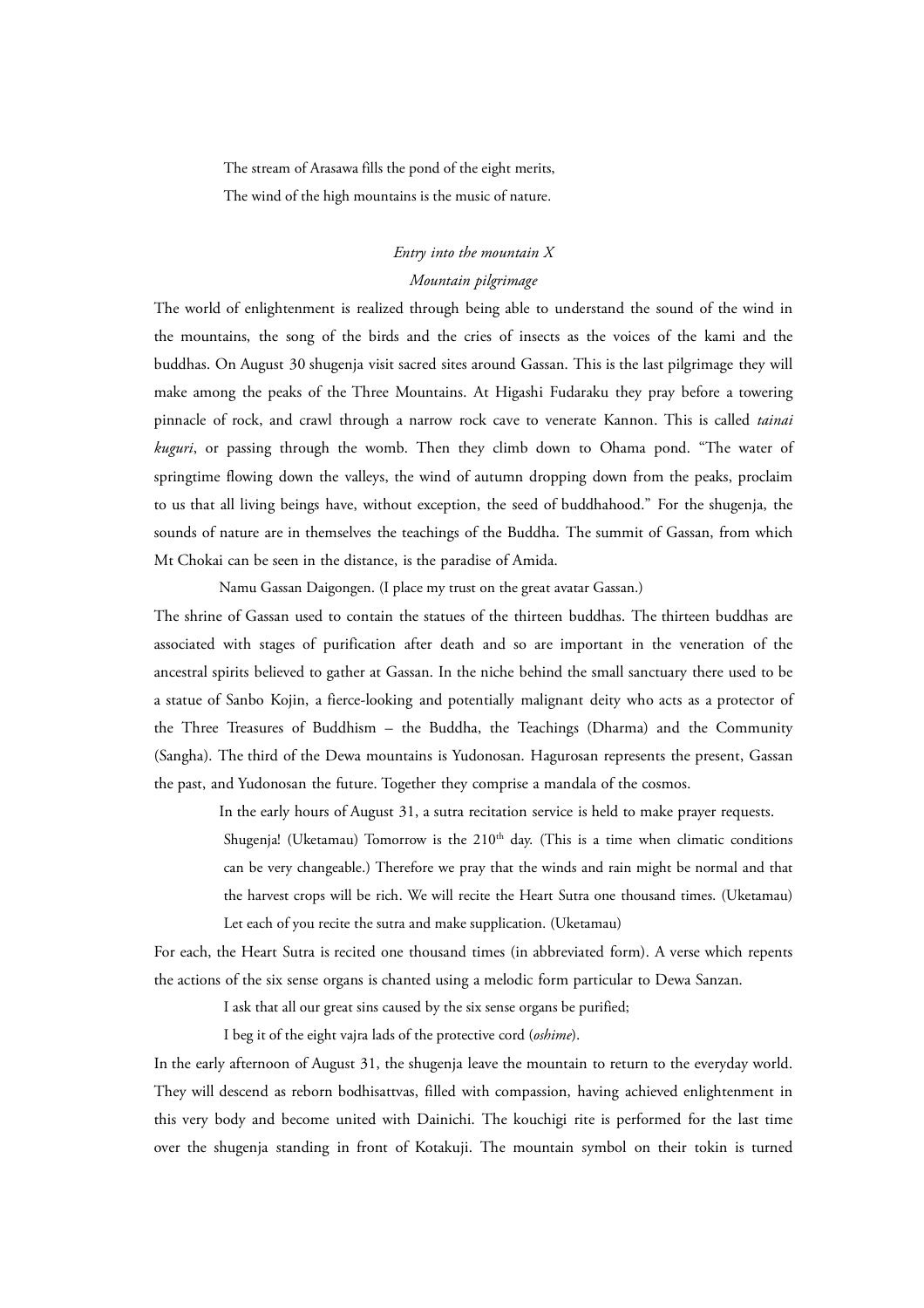The stream of Arasawa fills the pond of the eight merits,
The wind of the high mountains is the music of nature.

### *Entry into the mountain X*
### *Mountain pilgrimage*

The world of enlightenment is realized through being able to understand the sound of the wind in the mountains, the song of the birds and the cries of insects as the voices of the kami and the buddhas. On August 30 shugenja visit sacred sites around Gassan. This is the last pilgrimage they will make among the peaks of the Three Mountains. At Higashi Fudaraku they pray before a towering pinnacle of rock, and crawl through a narrow rock cave to venerate Kannon. This is called *tainai kuguri*, or passing through the womb. Then they climb down to Ohama pond. "The water of springtime flowing down the valleys, the wind of autumn dropping down from the peaks, proclaim to us that all living beings have, without exception, the seed of buddhahood." For the shugenja, the sounds of nature are in themselves the teachings of the Buddha. The summit of Gassan, from which Mt Chokai can be seen in the distance, is the paradise of Amida.

Namu Gassan Daigongen. (I place my trust on the great avatar Gassan.)

The shrine of Gassan used to contain the statues of the thirteen buddhas. The thirteen buddhas are associated with stages of purification after death and so are important in the veneration of the ancestral spirits believed to gather at Gassan. In the niche behind the small sanctuary there used to be a statue of Sanbo Kojin, a fierce-looking and potentially malignant deity who acts as a protector of the Three Treasures of Buddhism – the Buddha, the Teachings (Dharma) and the Community (Sangha). The third of the Dewa mountains is Yudonosan. Hagurosan represents the present, Gassan the past, and Yudonosan the future. Together they comprise a mandala of the cosmos.

In the early hours of August 31, a sutra recitation service is held to make prayer requests.

> Shugenja! (Uketamau) Tomorrow is the 210th day. (This is a time when climatic conditions can be very changeable.) Therefore we pray that the winds and rain might be normal and that the harvest crops will be rich. We will recite the Heart Sutra one thousand times. (Uketamau) Let each of you recite the sutra and make supplication. (Uketamau)

For each, the Heart Sutra is recited one thousand times (in abbreviated form). A verse which repents the actions of the six sense organs is chanted using a melodic form particular to Dewa Sanzan.

> I ask that all our great sins caused by the six sense organs be purified;
> I beg it of the eight vajra lads of the protective cord (*oshime*).

In the early afternoon of August 31, the shugenja leave the mountain to return to the everyday world. They will descend as reborn bodhisattvas, filled with compassion, having achieved enlightenment in this very body and become united with Dainichi. The kouchigi rite is performed for the last time over the shugenja standing in front of Kotakuji. The mountain symbol on their tokin is turned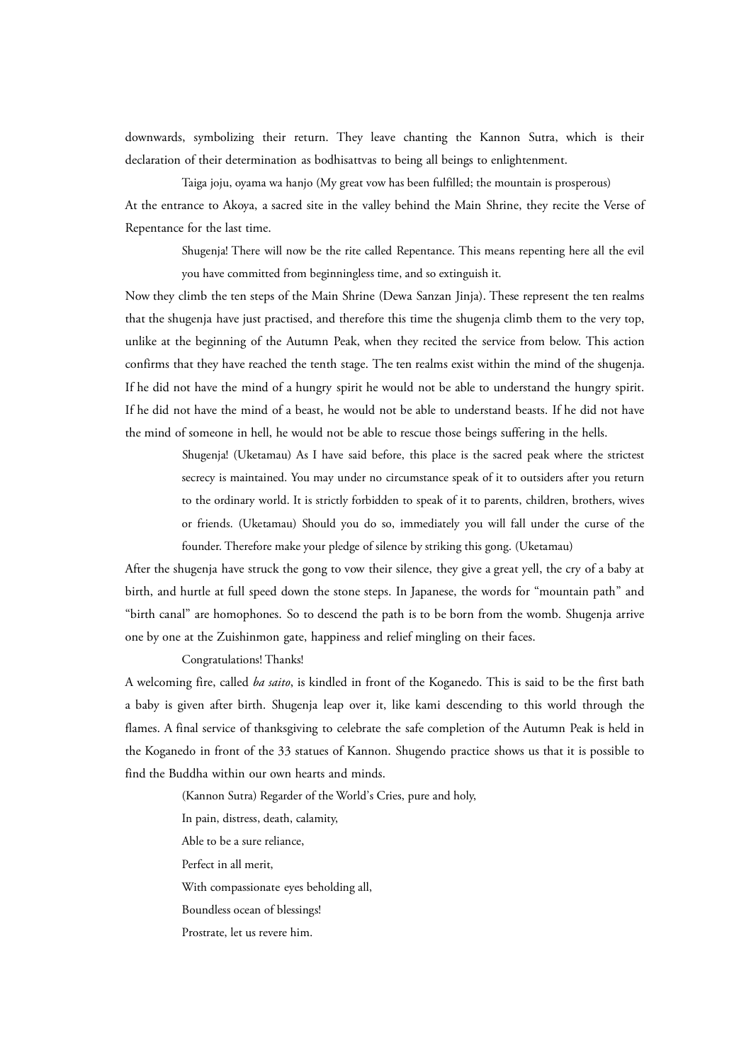downwards, symbolizing their return. They leave chanting the Kannon Sutra, which is their declaration of their determination as bodhisattvas to being all beings to enlightenment.

> Taiga joju, oyama wa hanjo (My great vow has been fulfilled; the mountain is prosperous)

At the entrance to Akoya, a sacred site in the valley behind the Main Shrine, they recite the Verse of Repentance for the last time.

> Shugenja! There will now be the rite called Repentance. This means repenting here all the evil you have committed from beginningless time, and so extinguish it.

Now they climb the ten steps of the Main Shrine (Dewa Sanzan Jinja). These represent the ten realms that the shugenja have just practised, and therefore this time the shugenja climb them to the very top, unlike at the beginning of the Autumn Peak, when they recited the service from below. This action confirms that they have reached the tenth stage. The ten realms exist within the mind of the shugenja. If he did not have the mind of a hungry spirit he would not be able to understand the hungry spirit. If he did not have the mind of a beast, he would not be able to understand beasts. If he did not have the mind of someone in hell, he would not be able to rescue those beings suffering in the hells.

> Shugenja! (Uketamau) As I have said before, this place is the sacred peak where the strictest secrecy is maintained. You may under no circumstance speak of it to outsiders after you return to the ordinary world. It is strictly forbidden to speak of it to parents, children, brothers, wives or friends. (Uketamau) Should you do so, immediately you will fall under the curse of the founder. Therefore make your pledge of silence by striking this gong. (Uketamau)

After the shugenja have struck the gong to vow their silence, they give a great yell, the cry of a baby at birth, and hurtle at full speed down the stone steps. In Japanese, the words for "mountain path" and "birth canal" are homophones. So to descend the path is to be born from the womb. Shugenja arrive one by one at the Zuishinmon gate, happiness and relief mingling on their faces.

> Congratulations! Thanks!

A welcoming fire, called *ba saito*, is kindled in front of the Koganedo. This is said to be the first bath a baby is given after birth. Shugenja leap over it, like kami descending to this world through the flames. A final service of thanksgiving to celebrate the safe completion of the Autumn Peak is held in the Koganedo in front of the 33 statues of Kannon. Shugendo practice shows us that it is possible to find the Buddha within our own hearts and minds.

> (Kannon Sutra) Regarder of the World's Cries, pure and holy,
>
> In pain, distress, death, calamity,
>
> Able to be a sure reliance,
>
> Perfect in all merit,
>
> With compassionate eyes beholding all,
>
> Boundless ocean of blessings!
>
> Prostrate, let us revere him.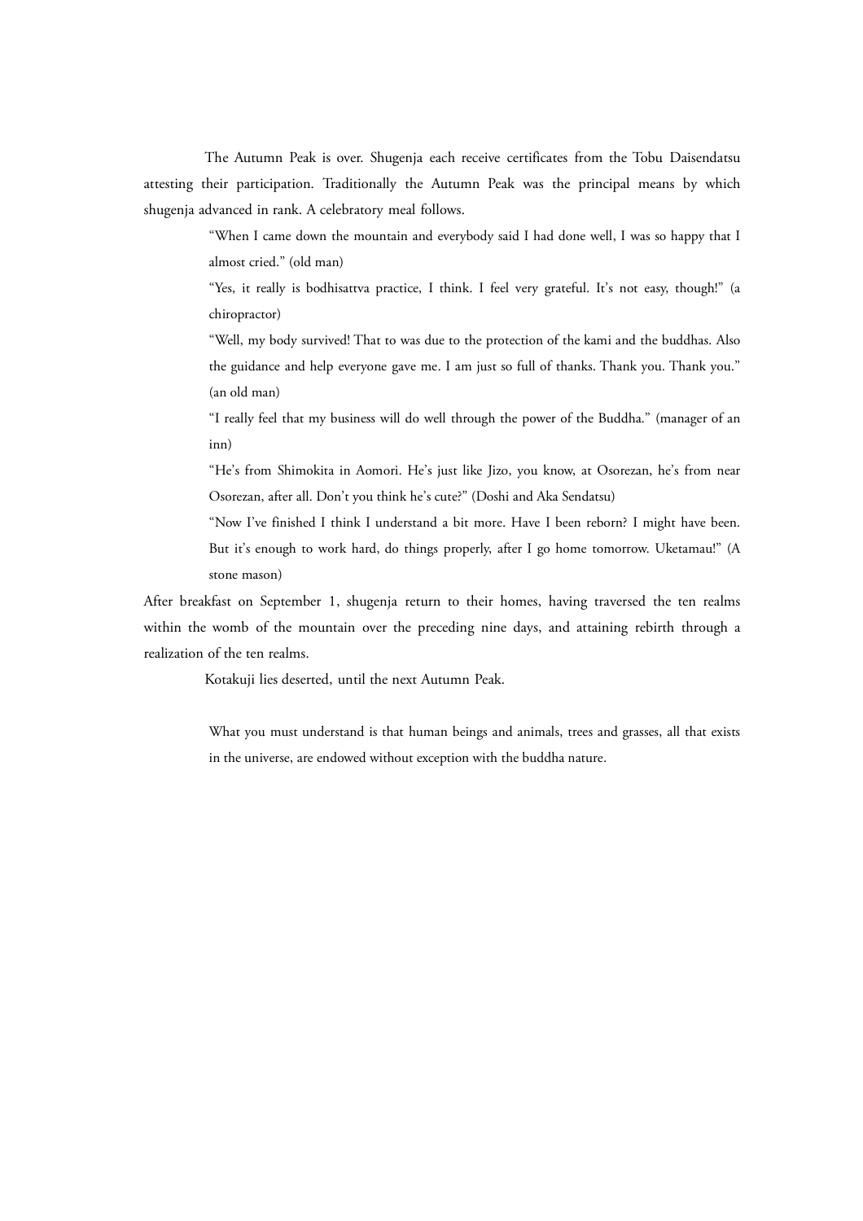The Autumn Peak is over. Shugenja each receive certificates from the Tobu Daisendatsu attesting their participation. Traditionally the Autumn Peak was the principal means by which shugenja advanced in rank. A celebratory meal follows.

> "When I came down the mountain and everybody said I had done well, I was so happy that I almost cried." (old man)
>
> "Yes, it really is bodhisattva practice, I think. I feel very grateful. It's not easy, though!" (a chiropractor)
>
> "Well, my body survived! That to was due to the protection of the kami and the buddhas. Also the guidance and help everyone gave me. I am just so full of thanks. Thank you. Thank you." (an old man)
>
> "I really feel that my business will do well through the power of the Buddha." (manager of an inn)
>
> "He's from Shimokita in Aomori. He's just like Jizo, you know, at Osorezan, he's from near Osorezan, after all. Don't you think he's cute?" (Doshi and Aka Sendatsu)
>
> "Now I've finished I think I understand a bit more. Have I been reborn? I might have been. But it's enough to work hard, do things properly, after I go home tomorrow. Uketamau!" (A stone mason)

After breakfast on September 1, shugenja return to their homes, having traversed the ten realms within the womb of the mountain over the preceding nine days, and attaining rebirth through a realization of the ten realms.

Kotakuji lies deserted, until the next Autumn Peak.

> What you must understand is that human beings and animals, trees and grasses, all that exists in the universe, are endowed without exception with the buddha nature.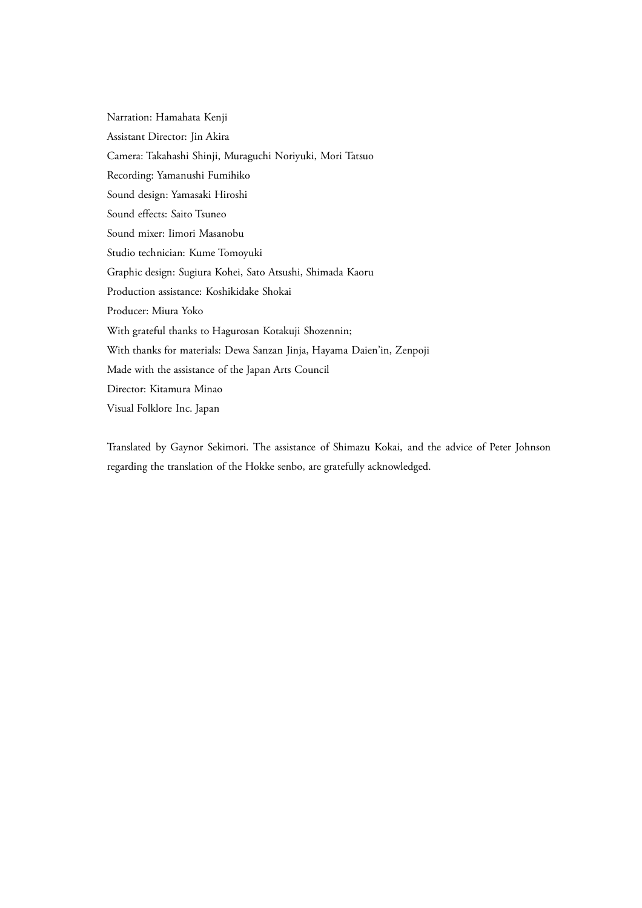Narration: Hamahata Kenji

Assistant Director: Jin Akira

Camera: Takahashi Shinji, Muraguchi Noriyuki, Mori Tatsuo

Recording: Yamanushi Fumihiko

Sound design: Yamasaki Hiroshi

Sound effects: Saito Tsuneo

Sound mixer: Iimori Masanobu

Studio technician: Kume Tomoyuki

Graphic design: Sugiura Kohei, Sato Atsushi, Shimada Kaoru

Production assistance: Koshikidake Shokai

Producer: Miura Yoko

With grateful thanks to Hagurosan Kotakuji Shozennin;

With thanks for materials: Dewa Sanzan Jinja, Hayama Daien'in, Zenpoji

Made with the assistance of the Japan Arts Council

Director: Kitamura Minao

Visual Folklore Inc. Japan

Translated by Gaynor Sekimori. The assistance of Shimazu Kokai, and the advice of Peter Johnson regarding the translation of the Hokke senbo, are gratefully acknowledged.